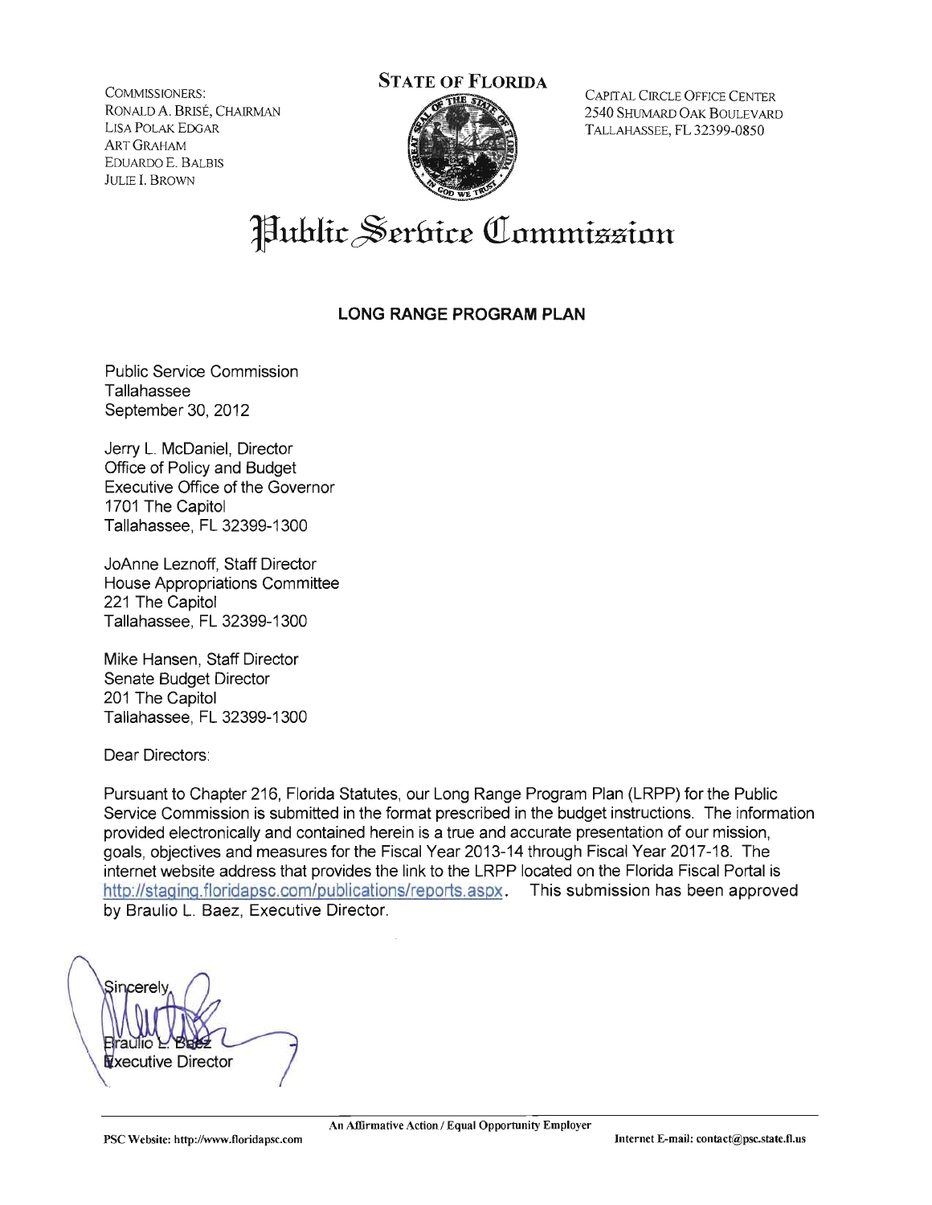COMMISSIONERS:
RONALD A. BRISÉ, CHAIRMAN
LISA POLAK EDGAR
ART GRAHAM
EDUARDO E. BALBIS
JULIE I. BROWN

**STATE OF FLORIDA**

CAPITAL CIRCLE OFFICE CENTER
2540 SHUMARD OAK BOULEVARD
TALLAHASSEE, FL 32399-0850

# Public Service Commission

## LONG RANGE PROGRAM PLAN

Public Service Commission
Tallahassee
September 30, 2012

Jerry L. McDaniel, Director
Office of Policy and Budget
Executive Office of the Governor
1701 The Capitol
Tallahassee, FL 32399-1300

JoAnne Leznoff, Staff Director
House Appropriations Committee
221 The Capitol
Tallahassee, FL 32399-1300

Mike Hansen, Staff Director
Senate Budget Director
201 The Capitol
Tallahassee, FL 32399-1300

Dear Directors:

Pursuant to Chapter 216, Florida Statutes, our Long Range Program Plan (LRPP) for the Public Service Commission is submitted in the format prescribed in the budget instructions. The information provided electronically and contained herein is a true and accurate presentation of our mission, goals, objectives and measures for the Fiscal Year 2013-14 through Fiscal Year 2017-18. The internet website address that provides the link to the LRPP located on the Florida Fiscal Portal is http://staging.floridapsc.com/publications/reports.aspx. This submission has been approved by Braulio L. Baez, Executive Director.

Sincerely,

Braulio L. Baez
Executive Director

An Affirmative Action / Equal Opportunity Employer

PSC Website: http://www.floridapsc.com

Internet E-mail: contact@psc.state.fl.us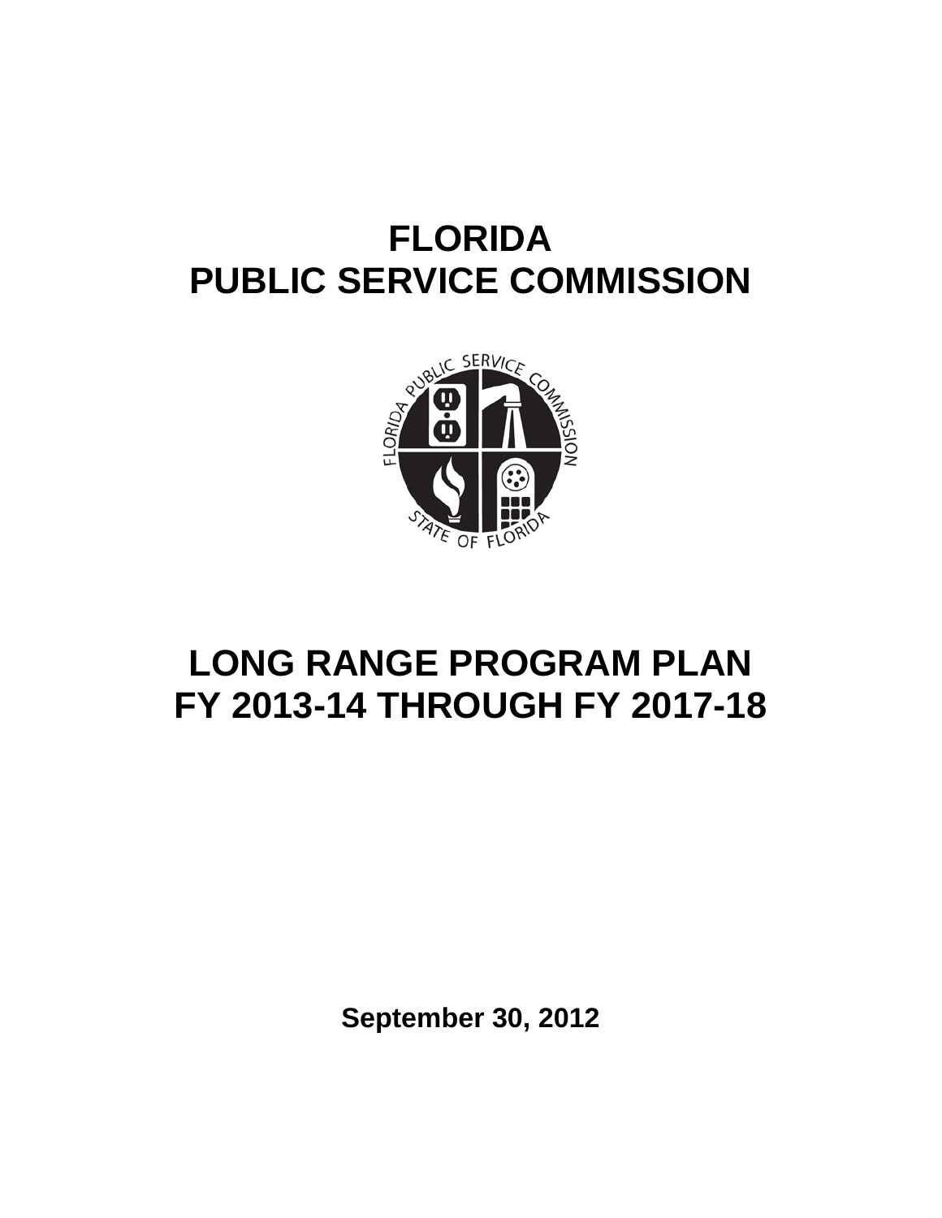# FLORIDA
# PUBLIC SERVICE COMMISSION

# LONG RANGE PROGRAM PLAN
# FY 2013-14 THROUGH FY 2017-18

**September 30, 2012**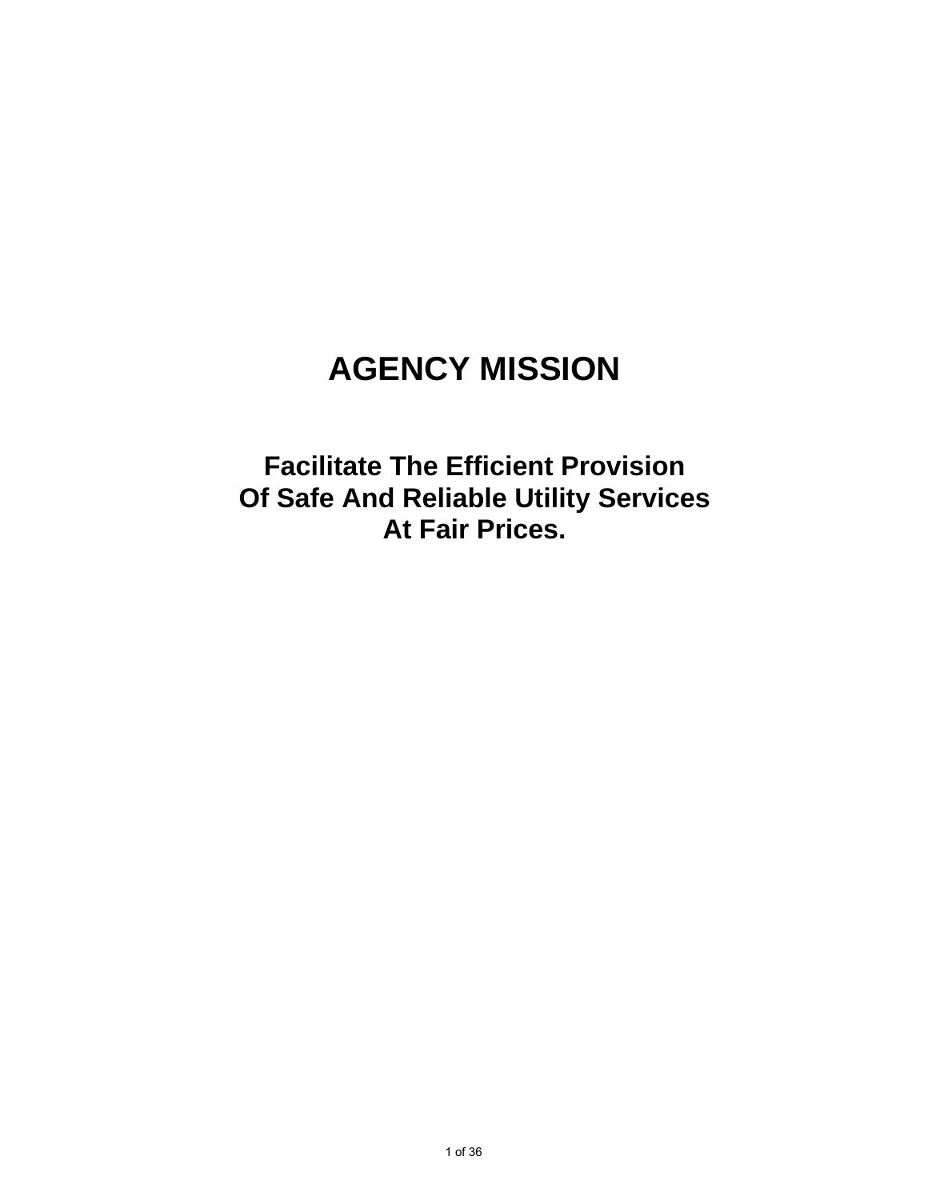# AGENCY MISSION

**Facilitate The Efficient Provision**
**Of Safe And Reliable Utility Services**
**At Fair Prices.**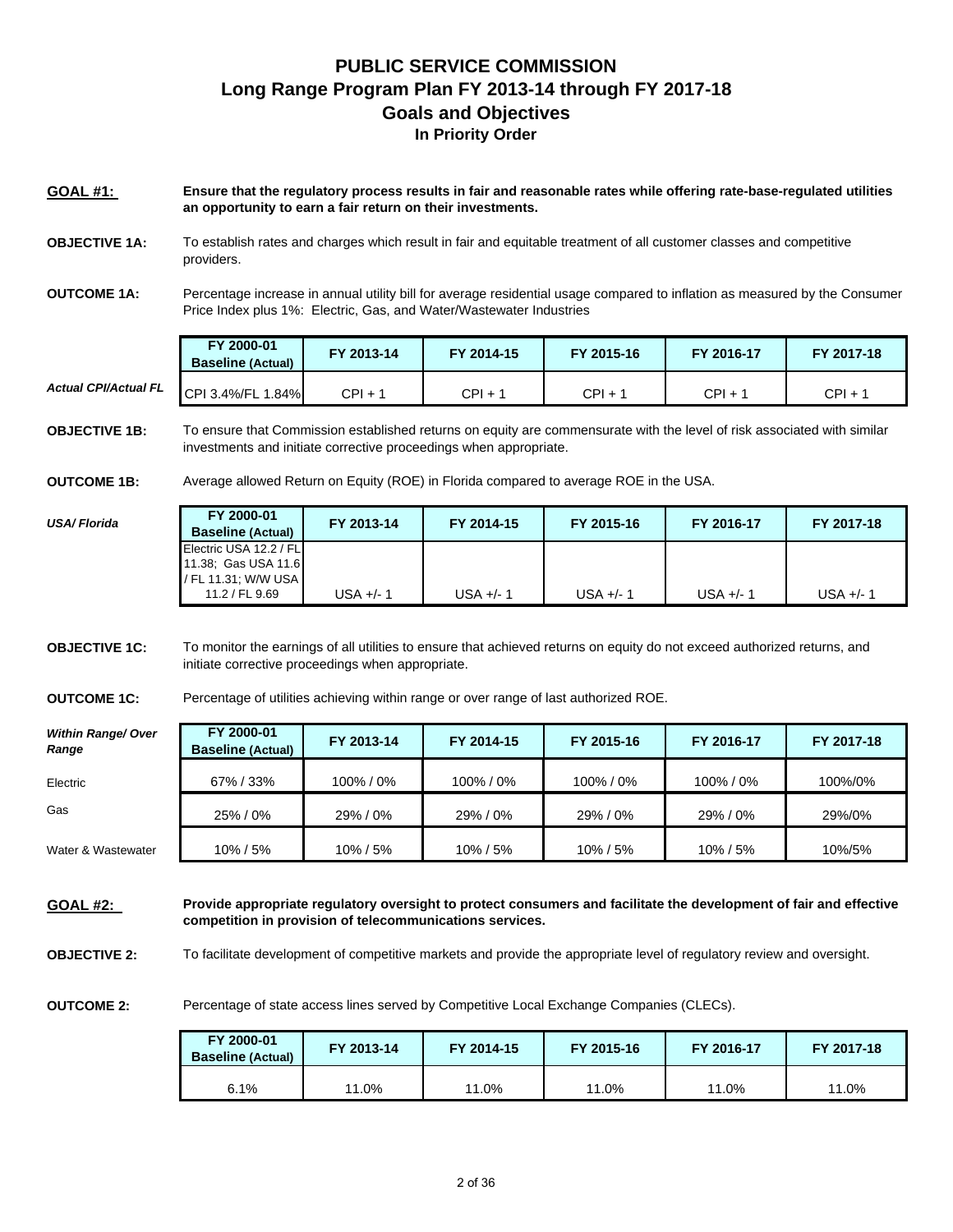# PUBLIC SERVICE COMMISSION
## Long Range Program Plan FY 2013-14 through FY 2017-18
## Goals and Objectives
### In Priority Order

**GOAL #1:** **Ensure that the regulatory process results in fair and reasonable rates while offering rate-base-regulated utilities an opportunity to earn a fair return on their investments.**

**OBJECTIVE 1A:** To establish rates and charges which result in fair and equitable treatment of all customer classes and competitive providers.

**OUTCOME 1A:** Percentage increase in annual utility bill for average residential usage compared to inflation as measured by the Consumer Price Index plus 1%: Electric, Gas, and Water/Wastewater Industries

| | FY 2000-01 Baseline (Actual) | FY 2013-14 | FY 2014-15 | FY 2015-16 | FY 2016-17 | FY 2017-18 |
|---|---|---|---|---|---|---|
| *Actual CPI/Actual FL* | CPI 3.4%/FL 1.84% | CPI + 1 | CPI + 1 | CPI + 1 | CPI + 1 | CPI + 1 |

**OBJECTIVE 1B:** To ensure that Commission established returns on equity are commensurate with the level of risk associated with similar investments and initiate corrective proceedings when appropriate.

**OUTCOME 1B:** Average allowed Return on Equity (ROE) in Florida compared to average ROE in the USA.

| *USA/ Florida* | FY 2000-01 Baseline (Actual) | FY 2013-14 | FY 2014-15 | FY 2015-16 | FY 2016-17 | FY 2017-18 |
|---|---|---|---|---|---|---|
| | Electric USA 12.2 / FL 11.38; Gas USA 11.6 / FL 11.31; W/W USA 11.2 / FL 9.69 | USA +/- 1 | USA +/- 1 | USA +/- 1 | USA +/- 1 | USA +/- 1 |

**OBJECTIVE 1C:** To monitor the earnings of all utilities to ensure that achieved returns on equity do not exceed authorized returns, and initiate corrective proceedings when appropriate.

**OUTCOME 1C:** Percentage of utilities achieving within range or over range of last authorized ROE.

| *Within Range/ Over Range* | FY 2000-01 Baseline (Actual) | FY 2013-14 | FY 2014-15 | FY 2015-16 | FY 2016-17 | FY 2017-18 |
|---|---|---|---|---|---|---|
| Electric | 67% / 33% | 100% / 0% | 100% / 0% | 100% / 0% | 100% / 0% | 100%/0% |
| Gas | 25% / 0% | 29% / 0% | 29% / 0% | 29% / 0% | 29% / 0% | 29%/0% |
| Water & Wastewater | 10% / 5% | 10% / 5% | 10% / 5% | 10% / 5% | 10% / 5% | 10%/5% |

**GOAL #2:** **Provide appropriate regulatory oversight to protect consumers and facilitate the development of fair and effective competition in provision of telecommunications services.**

**OBJECTIVE 2:** To facilitate development of competitive markets and provide the appropriate level of regulatory review and oversight.

**OUTCOME 2:** Percentage of state access lines served by Competitive Local Exchange Companies (CLECs).

| FY 2000-01 Baseline (Actual) | FY 2013-14 | FY 2014-15 | FY 2015-16 | FY 2016-17 | FY 2017-18 |
|---|---|---|---|---|---|
| 6.1% | 11.0% | 11.0% | 11.0% | 11.0% | 11.0% |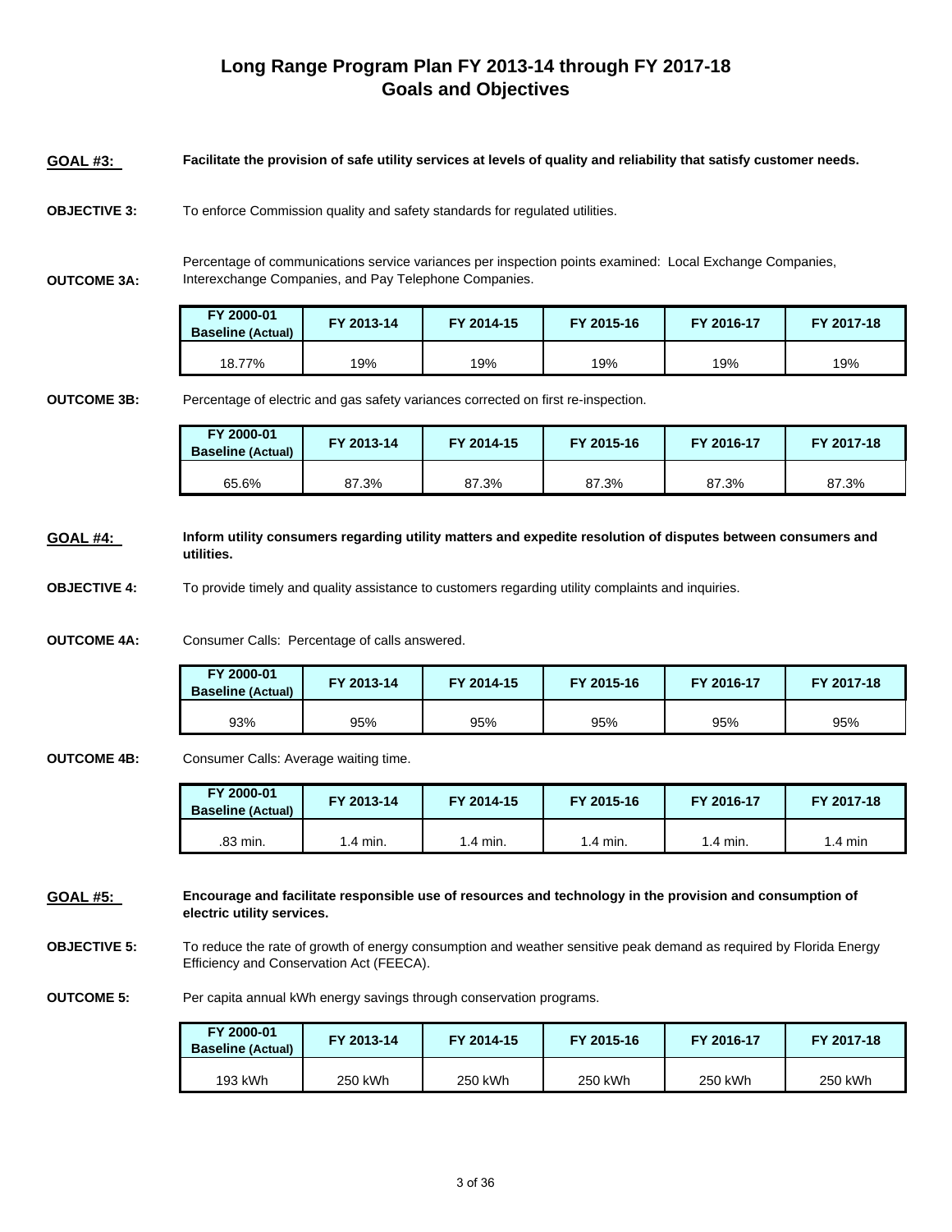# Long Range Program Plan FY 2013-14 through FY 2017-18
## Goals and Objectives

**GOAL #3:** **Facilitate the provision of safe utility services at levels of quality and reliability that satisfy customer needs.**

**OBJECTIVE 3:** To enforce Commission quality and safety standards for regulated utilities.

**OUTCOME 3A:** Percentage of communications service variances per inspection points examined: Local Exchange Companies, Interexchange Companies, and Pay Telephone Companies.

| FY 2000-01 Baseline (Actual) | FY 2013-14 | FY 2014-15 | FY 2015-16 | FY 2016-17 | FY 2017-18 |
|---|---|---|---|---|---|
| 18.77% | 19% | 19% | 19% | 19% | 19% |

**OUTCOME 3B:** Percentage of electric and gas safety variances corrected on first re-inspection.

| FY 2000-01 Baseline (Actual) | FY 2013-14 | FY 2014-15 | FY 2015-16 | FY 2016-17 | FY 2017-18 |
|---|---|---|---|---|---|
| 65.6% | 87.3% | 87.3% | 87.3% | 87.3% | 87.3% |

**GOAL #4:** **Inform utility consumers regarding utility matters and expedite resolution of disputes between consumers and utilities.**

**OBJECTIVE 4:** To provide timely and quality assistance to customers regarding utility complaints and inquiries.

**OUTCOME 4A:** Consumer Calls: Percentage of calls answered.

| FY 2000-01 Baseline (Actual) | FY 2013-14 | FY 2014-15 | FY 2015-16 | FY 2016-17 | FY 2017-18 |
|---|---|---|---|---|---|
| 93% | 95% | 95% | 95% | 95% | 95% |

**OUTCOME 4B:** Consumer Calls: Average waiting time.

| FY 2000-01 Baseline (Actual) | FY 2013-14 | FY 2014-15 | FY 2015-16 | FY 2016-17 | FY 2017-18 |
|---|---|---|---|---|---|
| .83 min. | 1.4 min. | 1.4 min. | 1.4 min. | 1.4 min. | 1.4 min |

**GOAL #5:** **Encourage and facilitate responsible use of resources and technology in the provision and consumption of electric utility services.**

**OBJECTIVE 5:** To reduce the rate of growth of energy consumption and weather sensitive peak demand as required by Florida Energy Efficiency and Conservation Act (FEECA).

**OUTCOME 5:** Per capita annual kWh energy savings through conservation programs.

| FY 2000-01 Baseline (Actual) | FY 2013-14 | FY 2014-15 | FY 2015-16 | FY 2016-17 | FY 2017-18 |
|---|---|---|---|---|---|
| 193 kWh | 250 kWh | 250 kWh | 250 kWh | 250 kWh | 250 kWh |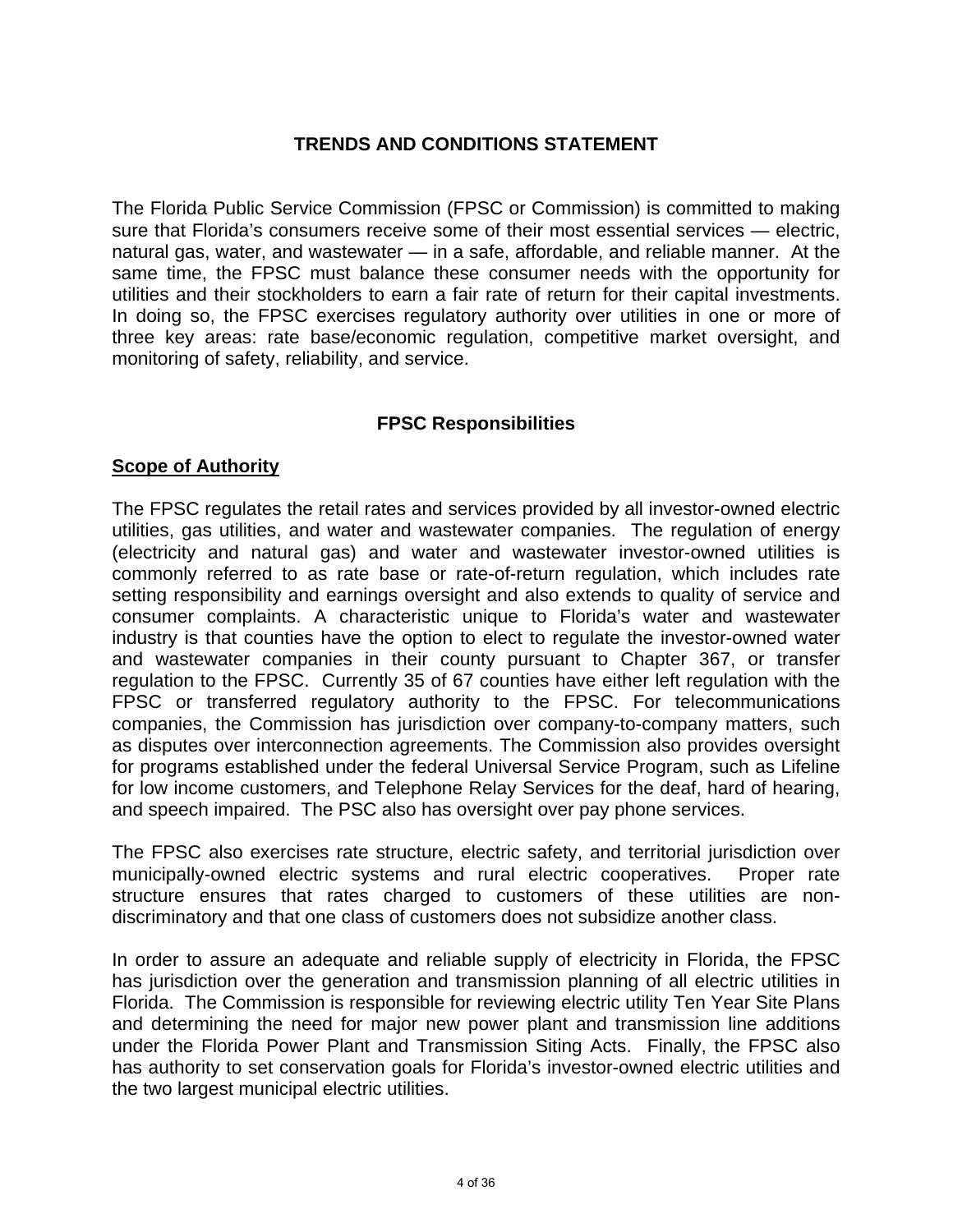# TRENDS AND CONDITIONS STATEMENT

The Florida Public Service Commission (FPSC or Commission) is committed to making sure that Florida's consumers receive some of their most essential services — electric, natural gas, water, and wastewater — in a safe, affordable, and reliable manner. At the same time, the FPSC must balance these consumer needs with the opportunity for utilities and their stockholders to earn a fair rate of return for their capital investments. In doing so, the FPSC exercises regulatory authority over utilities in one or more of three key areas: rate base/economic regulation, competitive market oversight, and monitoring of safety, reliability, and service.

## FPSC Responsibilities

### Scope of Authority

The FPSC regulates the retail rates and services provided by all investor-owned electric utilities, gas utilities, and water and wastewater companies. The regulation of energy (electricity and natural gas) and water and wastewater investor-owned utilities is commonly referred to as rate base or rate-of-return regulation, which includes rate setting responsibility and earnings oversight and also extends to quality of service and consumer complaints. A characteristic unique to Florida's water and wastewater industry is that counties have the option to elect to regulate the investor-owned water and wastewater companies in their county pursuant to Chapter 367, or transfer regulation to the FPSC. Currently 35 of 67 counties have either left regulation with the FPSC or transferred regulatory authority to the FPSC. For telecommunications companies, the Commission has jurisdiction over company-to-company matters, such as disputes over interconnection agreements. The Commission also provides oversight for programs established under the federal Universal Service Program, such as Lifeline for low income customers, and Telephone Relay Services for the deaf, hard of hearing, and speech impaired. The PSC also has oversight over pay phone services.

The FPSC also exercises rate structure, electric safety, and territorial jurisdiction over municipally-owned electric systems and rural electric cooperatives. Proper rate structure ensures that rates charged to customers of these utilities are non-discriminatory and that one class of customers does not subsidize another class.

In order to assure an adequate and reliable supply of electricity in Florida, the FPSC has jurisdiction over the generation and transmission planning of all electric utilities in Florida. The Commission is responsible for reviewing electric utility Ten Year Site Plans and determining the need for major new power plant and transmission line additions under the Florida Power Plant and Transmission Siting Acts. Finally, the FPSC also has authority to set conservation goals for Florida's investor-owned electric utilities and the two largest municipal electric utilities.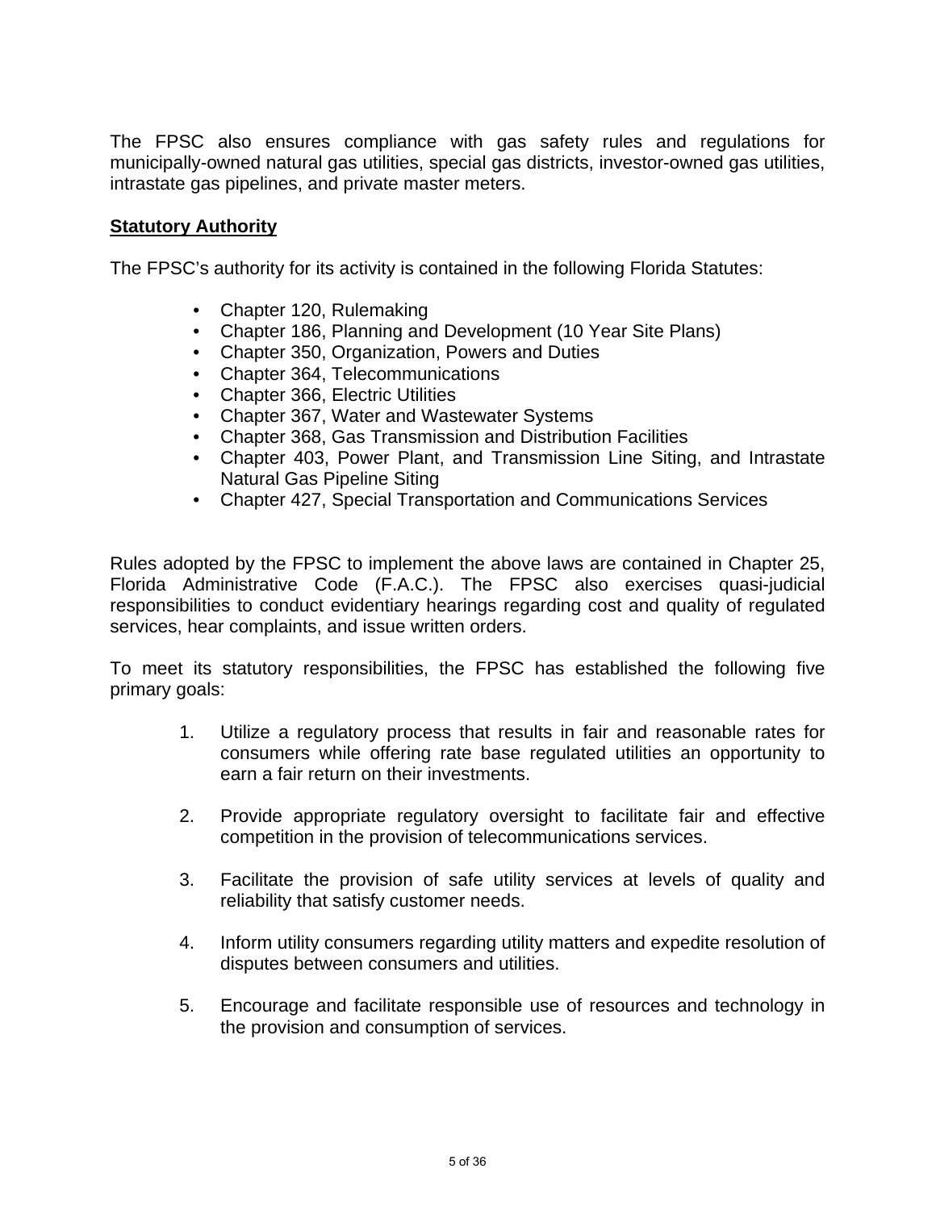The FPSC also ensures compliance with gas safety rules and regulations for municipally-owned natural gas utilities, special gas districts, investor-owned gas utilities, intrastate gas pipelines, and private master meters.

## Statutory Authority

The FPSC's authority for its activity is contained in the following Florida Statutes:

- Chapter 120, Rulemaking
- Chapter 186, Planning and Development (10 Year Site Plans)
- Chapter 350, Organization, Powers and Duties
- Chapter 364, Telecommunications
- Chapter 366, Electric Utilities
- Chapter 367, Water and Wastewater Systems
- Chapter 368, Gas Transmission and Distribution Facilities
- Chapter 403, Power Plant, and Transmission Line Siting, and Intrastate Natural Gas Pipeline Siting
- Chapter 427, Special Transportation and Communications Services

Rules adopted by the FPSC to implement the above laws are contained in Chapter 25, Florida Administrative Code (F.A.C.). The FPSC also exercises quasi-judicial responsibilities to conduct evidentiary hearings regarding cost and quality of regulated services, hear complaints, and issue written orders.

To meet its statutory responsibilities, the FPSC has established the following five primary goals:

1. Utilize a regulatory process that results in fair and reasonable rates for consumers while offering rate base regulated utilities an opportunity to earn a fair return on their investments.

2. Provide appropriate regulatory oversight to facilitate fair and effective competition in the provision of telecommunications services.

3. Facilitate the provision of safe utility services at levels of quality and reliability that satisfy customer needs.

4. Inform utility consumers regarding utility matters and expedite resolution of disputes between consumers and utilities.

5. Encourage and facilitate responsible use of resources and technology in the provision and consumption of services.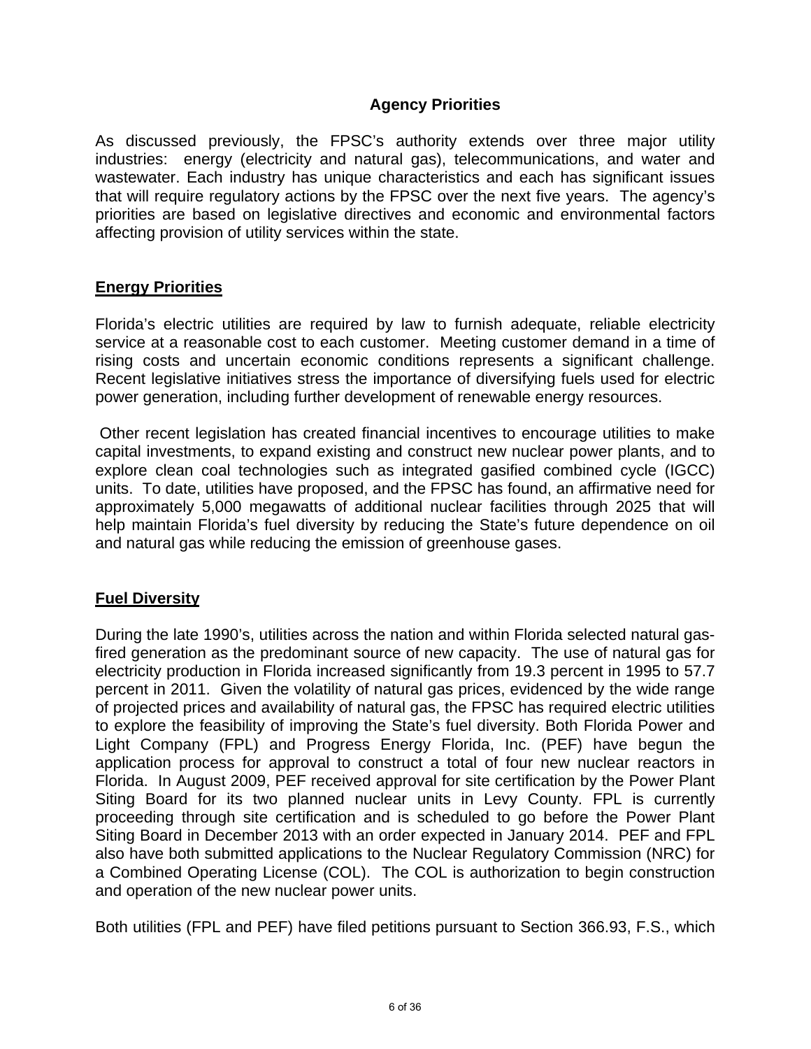## Agency Priorities

As discussed previously, the FPSC's authority extends over three major utility industries: energy (electricity and natural gas), telecommunications, and water and wastewater. Each industry has unique characteristics and each has significant issues that will require regulatory actions by the FPSC over the next five years. The agency's priorities are based on legislative directives and economic and environmental factors affecting provision of utility services within the state.

### Energy Priorities

Florida's electric utilities are required by law to furnish adequate, reliable electricity service at a reasonable cost to each customer. Meeting customer demand in a time of rising costs and uncertain economic conditions represents a significant challenge. Recent legislative initiatives stress the importance of diversifying fuels used for electric power generation, including further development of renewable energy resources.

Other recent legislation has created financial incentives to encourage utilities to make capital investments, to expand existing and construct new nuclear power plants, and to explore clean coal technologies such as integrated gasified combined cycle (IGCC) units. To date, utilities have proposed, and the FPSC has found, an affirmative need for approximately 5,000 megawatts of additional nuclear facilities through 2025 that will help maintain Florida's fuel diversity by reducing the State's future dependence on oil and natural gas while reducing the emission of greenhouse gases.

### Fuel Diversity

During the late 1990's, utilities across the nation and within Florida selected natural gas-fired generation as the predominant source of new capacity. The use of natural gas for electricity production in Florida increased significantly from 19.3 percent in 1995 to 57.7 percent in 2011. Given the volatility of natural gas prices, evidenced by the wide range of projected prices and availability of natural gas, the FPSC has required electric utilities to explore the feasibility of improving the State's fuel diversity. Both Florida Power and Light Company (FPL) and Progress Energy Florida, Inc. (PEF) have begun the application process for approval to construct a total of four new nuclear reactors in Florida. In August 2009, PEF received approval for site certification by the Power Plant Siting Board for its two planned nuclear units in Levy County. FPL is currently proceeding through site certification and is scheduled to go before the Power Plant Siting Board in December 2013 with an order expected in January 2014. PEF and FPL also have both submitted applications to the Nuclear Regulatory Commission (NRC) for a Combined Operating License (COL). The COL is authorization to begin construction and operation of the new nuclear power units.

Both utilities (FPL and PEF) have filed petitions pursuant to Section 366.93, F.S., which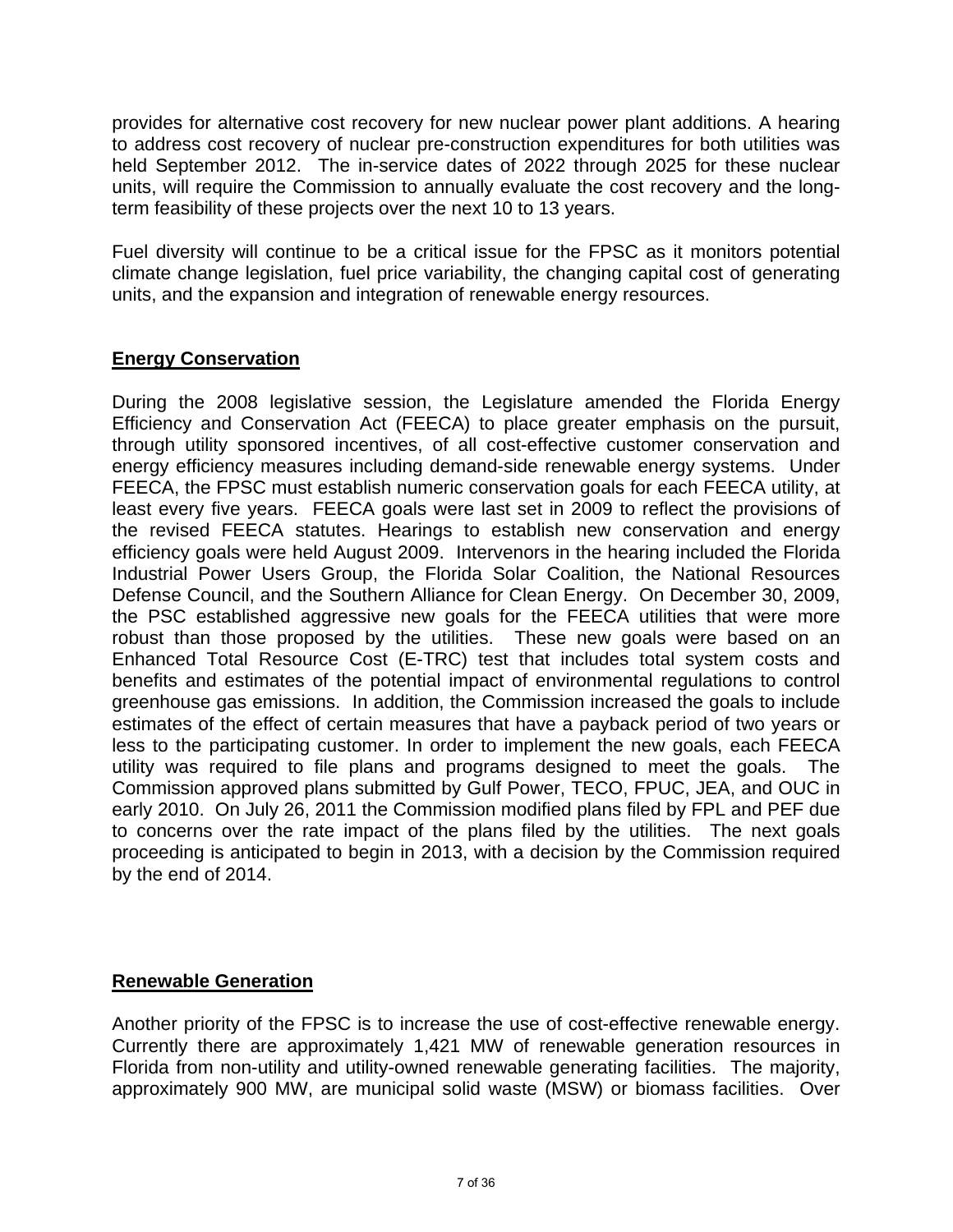provides for alternative cost recovery for new nuclear power plant additions. A hearing to address cost recovery of nuclear pre-construction expenditures for both utilities was held September 2012. The in-service dates of 2022 through 2025 for these nuclear units, will require the Commission to annually evaluate the cost recovery and the long-term feasibility of these projects over the next 10 to 13 years.

Fuel diversity will continue to be a critical issue for the FPSC as it monitors potential climate change legislation, fuel price variability, the changing capital cost of generating units, and the expansion and integration of renewable energy resources.

## Energy Conservation

During the 2008 legislative session, the Legislature amended the Florida Energy Efficiency and Conservation Act (FEECA) to place greater emphasis on the pursuit, through utility sponsored incentives, of all cost-effective customer conservation and energy efficiency measures including demand-side renewable energy systems. Under FEECA, the FPSC must establish numeric conservation goals for each FEECA utility, at least every five years. FEECA goals were last set in 2009 to reflect the provisions of the revised FEECA statutes. Hearings to establish new conservation and energy efficiency goals were held August 2009. Intervenors in the hearing included the Florida Industrial Power Users Group, the Florida Solar Coalition, the National Resources Defense Council, and the Southern Alliance for Clean Energy. On December 30, 2009, the PSC established aggressive new goals for the FEECA utilities that were more robust than those proposed by the utilities. These new goals were based on an Enhanced Total Resource Cost (E-TRC) test that includes total system costs and benefits and estimates of the potential impact of environmental regulations to control greenhouse gas emissions. In addition, the Commission increased the goals to include estimates of the effect of certain measures that have a payback period of two years or less to the participating customer. In order to implement the new goals, each FEECA utility was required to file plans and programs designed to meet the goals. The Commission approved plans submitted by Gulf Power, TECO, FPUC, JEA, and OUC in early 2010. On July 26, 2011 the Commission modified plans filed by FPL and PEF due to concerns over the rate impact of the plans filed by the utilities. The next goals proceeding is anticipated to begin in 2013, with a decision by the Commission required by the end of 2014.

## Renewable Generation

Another priority of the FPSC is to increase the use of cost-effective renewable energy. Currently there are approximately 1,421 MW of renewable generation resources in Florida from non-utility and utility-owned renewable generating facilities. The majority, approximately 900 MW, are municipal solid waste (MSW) or biomass facilities. Over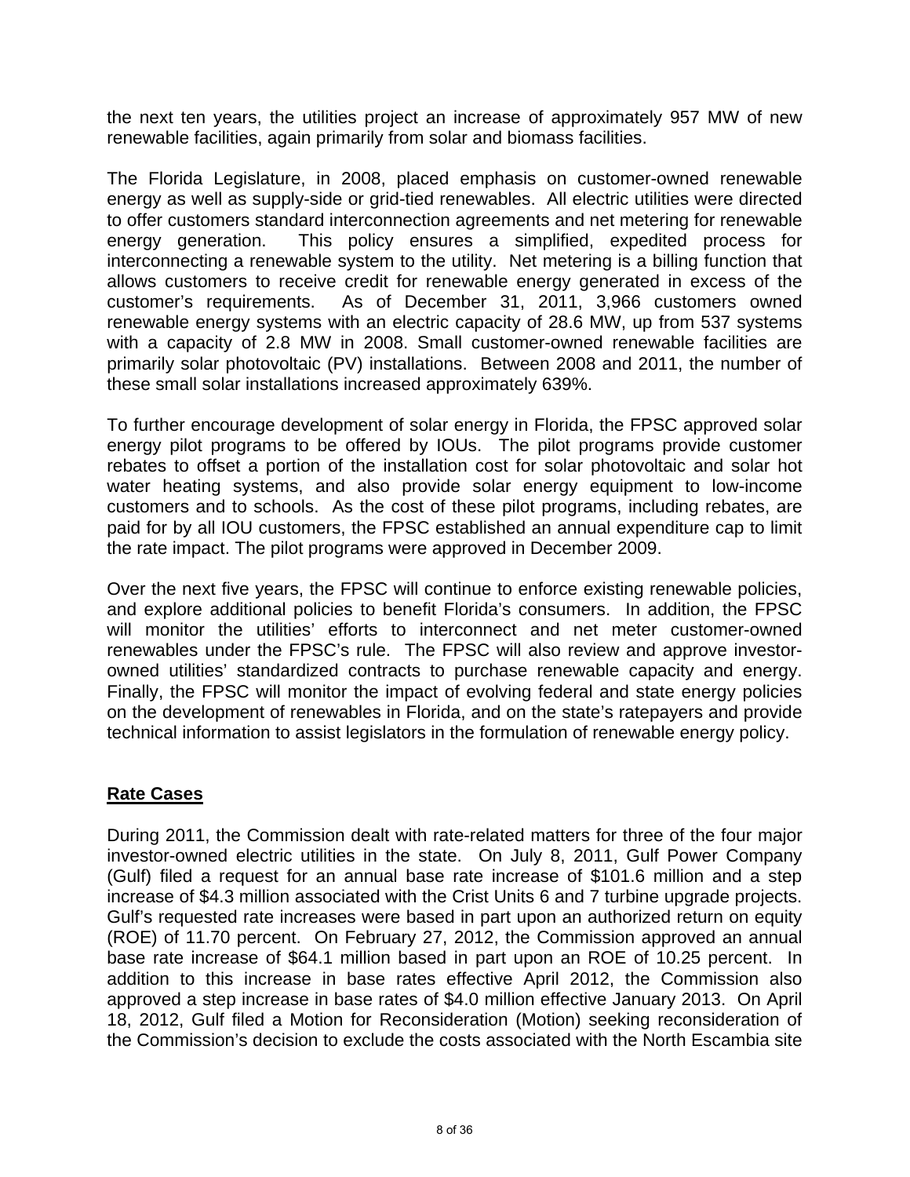the next ten years, the utilities project an increase of approximately 957 MW of new renewable facilities, again primarily from solar and biomass facilities.

The Florida Legislature, in 2008, placed emphasis on customer-owned renewable energy as well as supply-side or grid-tied renewables. All electric utilities were directed to offer customers standard interconnection agreements and net metering for renewable energy generation. This policy ensures a simplified, expedited process for interconnecting a renewable system to the utility. Net metering is a billing function that allows customers to receive credit for renewable energy generated in excess of the customer's requirements. As of December 31, 2011, 3,966 customers owned renewable energy systems with an electric capacity of 28.6 MW, up from 537 systems with a capacity of 2.8 MW in 2008. Small customer-owned renewable facilities are primarily solar photovoltaic (PV) installations. Between 2008 and 2011, the number of these small solar installations increased approximately 639%.

To further encourage development of solar energy in Florida, the FPSC approved solar energy pilot programs to be offered by IOUs. The pilot programs provide customer rebates to offset a portion of the installation cost for solar photovoltaic and solar hot water heating systems, and also provide solar energy equipment to low-income customers and to schools. As the cost of these pilot programs, including rebates, are paid for by all IOU customers, the FPSC established an annual expenditure cap to limit the rate impact. The pilot programs were approved in December 2009.

Over the next five years, the FPSC will continue to enforce existing renewable policies, and explore additional policies to benefit Florida's consumers. In addition, the FPSC will monitor the utilities' efforts to interconnect and net meter customer-owned renewables under the FPSC's rule. The FPSC will also review and approve investor-owned utilities' standardized contracts to purchase renewable capacity and energy. Finally, the FPSC will monitor the impact of evolving federal and state energy policies on the development of renewables in Florida, and on the state's ratepayers and provide technical information to assist legislators in the formulation of renewable energy policy.

## Rate Cases

During 2011, the Commission dealt with rate-related matters for three of the four major investor-owned electric utilities in the state. On July 8, 2011, Gulf Power Company (Gulf) filed a request for an annual base rate increase of $101.6 million and a step increase of $4.3 million associated with the Crist Units 6 and 7 turbine upgrade projects. Gulf's requested rate increases were based in part upon an authorized return on equity (ROE) of 11.70 percent. On February 27, 2012, the Commission approved an annual base rate increase of $64.1 million based in part upon an ROE of 10.25 percent. In addition to this increase in base rates effective April 2012, the Commission also approved a step increase in base rates of $4.0 million effective January 2013. On April 18, 2012, Gulf filed a Motion for Reconsideration (Motion) seeking reconsideration of the Commission's decision to exclude the costs associated with the North Escambia site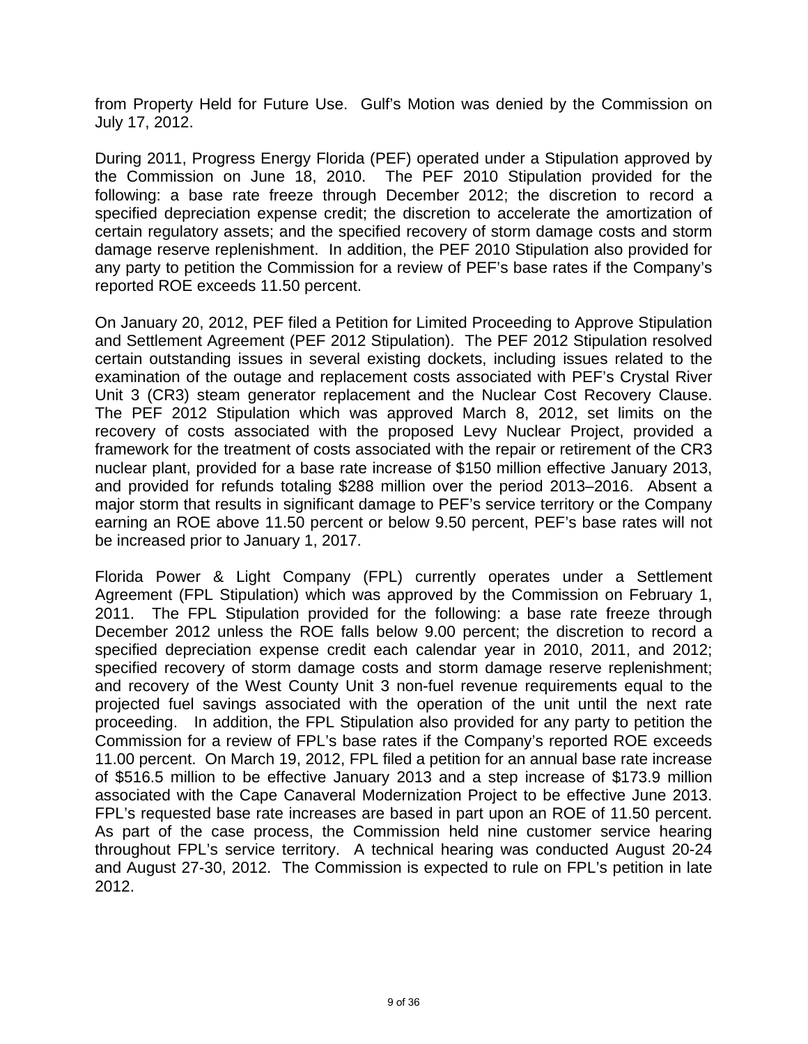from Property Held for Future Use. Gulf's Motion was denied by the Commission on July 17, 2012.

During 2011, Progress Energy Florida (PEF) operated under a Stipulation approved by the Commission on June 18, 2010. The PEF 2010 Stipulation provided for the following: a base rate freeze through December 2012; the discretion to record a specified depreciation expense credit; the discretion to accelerate the amortization of certain regulatory assets; and the specified recovery of storm damage costs and storm damage reserve replenishment. In addition, the PEF 2010 Stipulation also provided for any party to petition the Commission for a review of PEF's base rates if the Company's reported ROE exceeds 11.50 percent.

On January 20, 2012, PEF filed a Petition for Limited Proceeding to Approve Stipulation and Settlement Agreement (PEF 2012 Stipulation). The PEF 2012 Stipulation resolved certain outstanding issues in several existing dockets, including issues related to the examination of the outage and replacement costs associated with PEF's Crystal River Unit 3 (CR3) steam generator replacement and the Nuclear Cost Recovery Clause. The PEF 2012 Stipulation which was approved March 8, 2012, set limits on the recovery of costs associated with the proposed Levy Nuclear Project, provided a framework for the treatment of costs associated with the repair or retirement of the CR3 nuclear plant, provided for a base rate increase of $150 million effective January 2013, and provided for refunds totaling $288 million over the period 2013–2016. Absent a major storm that results in significant damage to PEF's service territory or the Company earning an ROE above 11.50 percent or below 9.50 percent, PEF's base rates will not be increased prior to January 1, 2017.

Florida Power & Light Company (FPL) currently operates under a Settlement Agreement (FPL Stipulation) which was approved by the Commission on February 1, 2011. The FPL Stipulation provided for the following: a base rate freeze through December 2012 unless the ROE falls below 9.00 percent; the discretion to record a specified depreciation expense credit each calendar year in 2010, 2011, and 2012; specified recovery of storm damage costs and storm damage reserve replenishment; and recovery of the West County Unit 3 non-fuel revenue requirements equal to the projected fuel savings associated with the operation of the unit until the next rate proceeding. In addition, the FPL Stipulation also provided for any party to petition the Commission for a review of FPL's base rates if the Company's reported ROE exceeds 11.00 percent. On March 19, 2012, FPL filed a petition for an annual base rate increase of $516.5 million to be effective January 2013 and a step increase of $173.9 million associated with the Cape Canaveral Modernization Project to be effective June 2013. FPL's requested base rate increases are based in part upon an ROE of 11.50 percent. As part of the case process, the Commission held nine customer service hearing throughout FPL's service territory. A technical hearing was conducted August 20-24 and August 27-30, 2012. The Commission is expected to rule on FPL's petition in late 2012.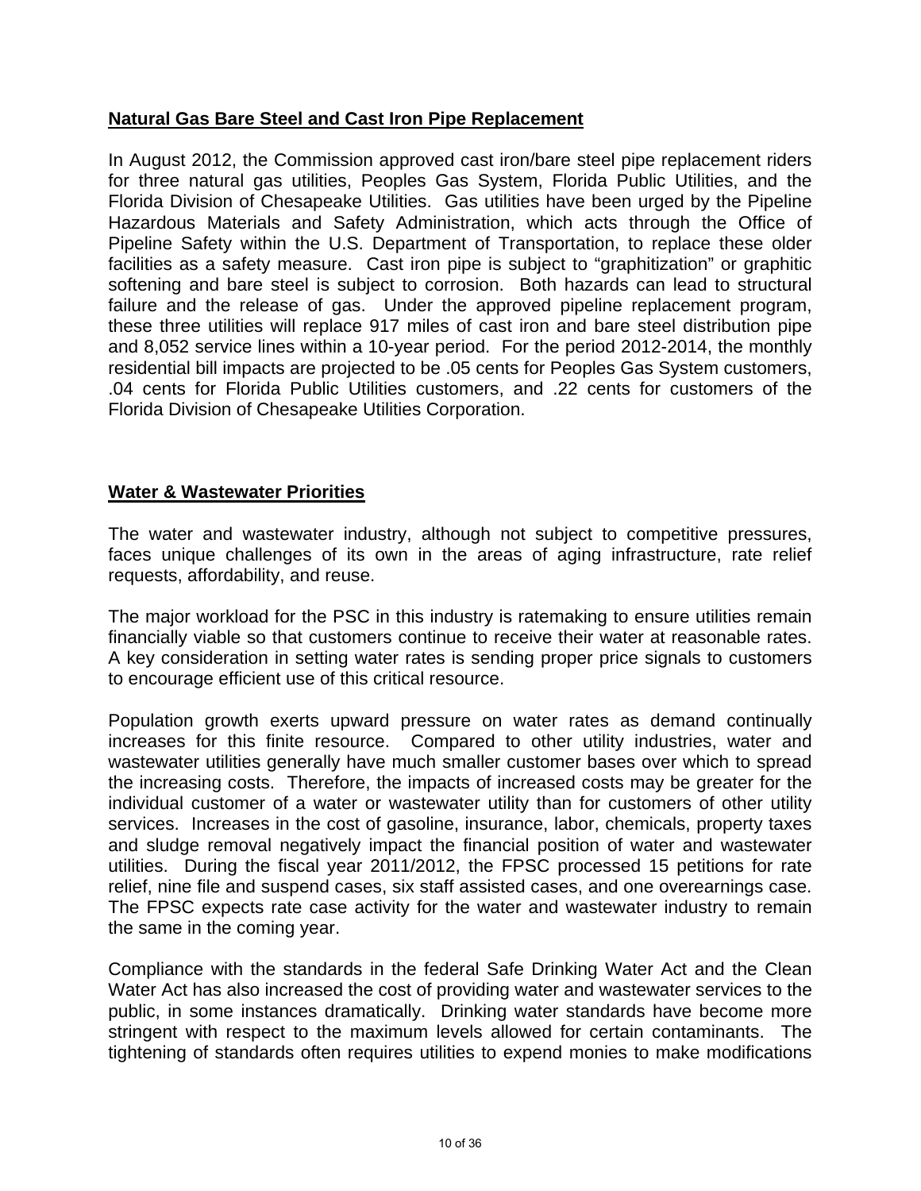## Natural Gas Bare Steel and Cast Iron Pipe Replacement

In August 2012, the Commission approved cast iron/bare steel pipe replacement riders for three natural gas utilities, Peoples Gas System, Florida Public Utilities, and the Florida Division of Chesapeake Utilities. Gas utilities have been urged by the Pipeline Hazardous Materials and Safety Administration, which acts through the Office of Pipeline Safety within the U.S. Department of Transportation, to replace these older facilities as a safety measure. Cast iron pipe is subject to "graphitization" or graphitic softening and bare steel is subject to corrosion. Both hazards can lead to structural failure and the release of gas. Under the approved pipeline replacement program, these three utilities will replace 917 miles of cast iron and bare steel distribution pipe and 8,052 service lines within a 10-year period. For the period 2012-2014, the monthly residential bill impacts are projected to be .05 cents for Peoples Gas System customers, .04 cents for Florida Public Utilities customers, and .22 cents for customers of the Florida Division of Chesapeake Utilities Corporation.

## Water & Wastewater Priorities

The water and wastewater industry, although not subject to competitive pressures, faces unique challenges of its own in the areas of aging infrastructure, rate relief requests, affordability, and reuse.

The major workload for the PSC in this industry is ratemaking to ensure utilities remain financially viable so that customers continue to receive their water at reasonable rates. A key consideration in setting water rates is sending proper price signals to customers to encourage efficient use of this critical resource.

Population growth exerts upward pressure on water rates as demand continually increases for this finite resource. Compared to other utility industries, water and wastewater utilities generally have much smaller customer bases over which to spread the increasing costs. Therefore, the impacts of increased costs may be greater for the individual customer of a water or wastewater utility than for customers of other utility services. Increases in the cost of gasoline, insurance, labor, chemicals, property taxes and sludge removal negatively impact the financial position of water and wastewater utilities. During the fiscal year 2011/2012, the FPSC processed 15 petitions for rate relief, nine file and suspend cases, six staff assisted cases, and one overearnings case. The FPSC expects rate case activity for the water and wastewater industry to remain the same in the coming year.

Compliance with the standards in the federal Safe Drinking Water Act and the Clean Water Act has also increased the cost of providing water and wastewater services to the public, in some instances dramatically. Drinking water standards have become more stringent with respect to the maximum levels allowed for certain contaminants. The tightening of standards often requires utilities to expend monies to make modifications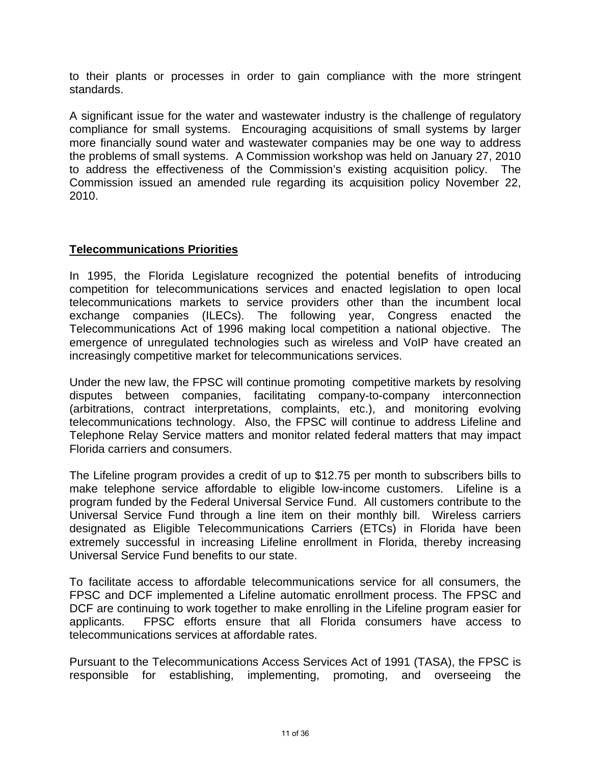to their plants or processes in order to gain compliance with the more stringent standards.

A significant issue for the water and wastewater industry is the challenge of regulatory compliance for small systems. Encouraging acquisitions of small systems by larger more financially sound water and wastewater companies may be one way to address the problems of small systems. A Commission workshop was held on January 27, 2010 to address the effectiveness of the Commission's existing acquisition policy. The Commission issued an amended rule regarding its acquisition policy November 22, 2010.

## Telecommunications Priorities

In 1995, the Florida Legislature recognized the potential benefits of introducing competition for telecommunications services and enacted legislation to open local telecommunications markets to service providers other than the incumbent local exchange companies (ILECs). The following year, Congress enacted the Telecommunications Act of 1996 making local competition a national objective. The emergence of unregulated technologies such as wireless and VoIP have created an increasingly competitive market for telecommunications services.

Under the new law, the FPSC will continue promoting competitive markets by resolving disputes between companies, facilitating company-to-company interconnection (arbitrations, contract interpretations, complaints, etc.), and monitoring evolving telecommunications technology. Also, the FPSC will continue to address Lifeline and Telephone Relay Service matters and monitor related federal matters that may impact Florida carriers and consumers.

The Lifeline program provides a credit of up to $12.75 per month to subscribers bills to make telephone service affordable to eligible low-income customers. Lifeline is a program funded by the Federal Universal Service Fund. All customers contribute to the Universal Service Fund through a line item on their monthly bill. Wireless carriers designated as Eligible Telecommunications Carriers (ETCs) in Florida have been extremely successful in increasing Lifeline enrollment in Florida, thereby increasing Universal Service Fund benefits to our state.

To facilitate access to affordable telecommunications service for all consumers, the FPSC and DCF implemented a Lifeline automatic enrollment process. The FPSC and DCF are continuing to work together to make enrolling in the Lifeline program easier for applicants. FPSC efforts ensure that all Florida consumers have access to telecommunications services at affordable rates.

Pursuant to the Telecommunications Access Services Act of 1991 (TASA), the FPSC is responsible for establishing, implementing, promoting, and overseeing the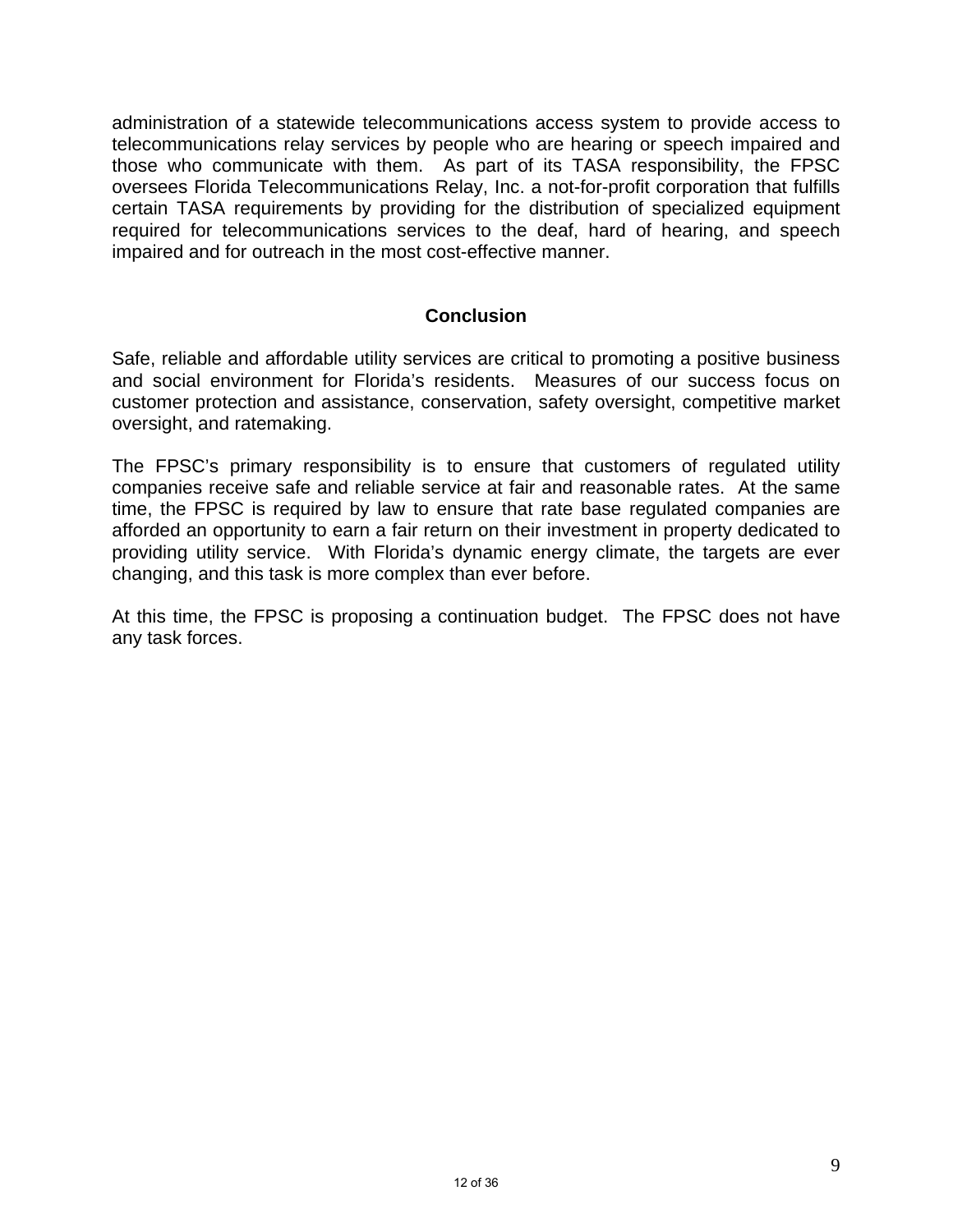administration of a statewide telecommunications access system to provide access to telecommunications relay services by people who are hearing or speech impaired and those who communicate with them. As part of its TASA responsibility, the FPSC oversees Florida Telecommunications Relay, Inc. a not-for-profit corporation that fulfills certain TASA requirements by providing for the distribution of specialized equipment required for telecommunications services to the deaf, hard of hearing, and speech impaired and for outreach in the most cost-effective manner.

## Conclusion

Safe, reliable and affordable utility services are critical to promoting a positive business and social environment for Florida's residents. Measures of our success focus on customer protection and assistance, conservation, safety oversight, competitive market oversight, and ratemaking.

The FPSC's primary responsibility is to ensure that customers of regulated utility companies receive safe and reliable service at fair and reasonable rates. At the same time, the FPSC is required by law to ensure that rate base regulated companies are afforded an opportunity to earn a fair return on their investment in property dedicated to providing utility service. With Florida's dynamic energy climate, the targets are ever changing, and this task is more complex than ever before.

At this time, the FPSC is proposing a continuation budget. The FPSC does not have any task forces.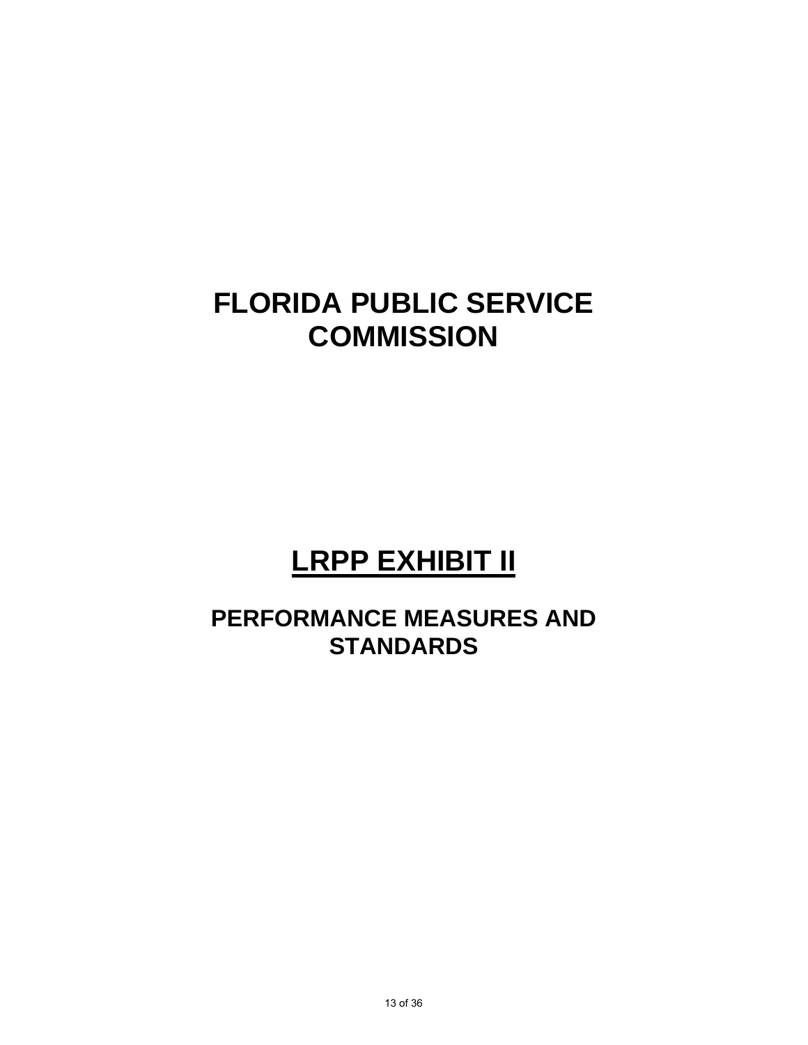# FLORIDA PUBLIC SERVICE COMMISSION

# LRPP EXHIBIT II

## PERFORMANCE MEASURES AND STANDARDS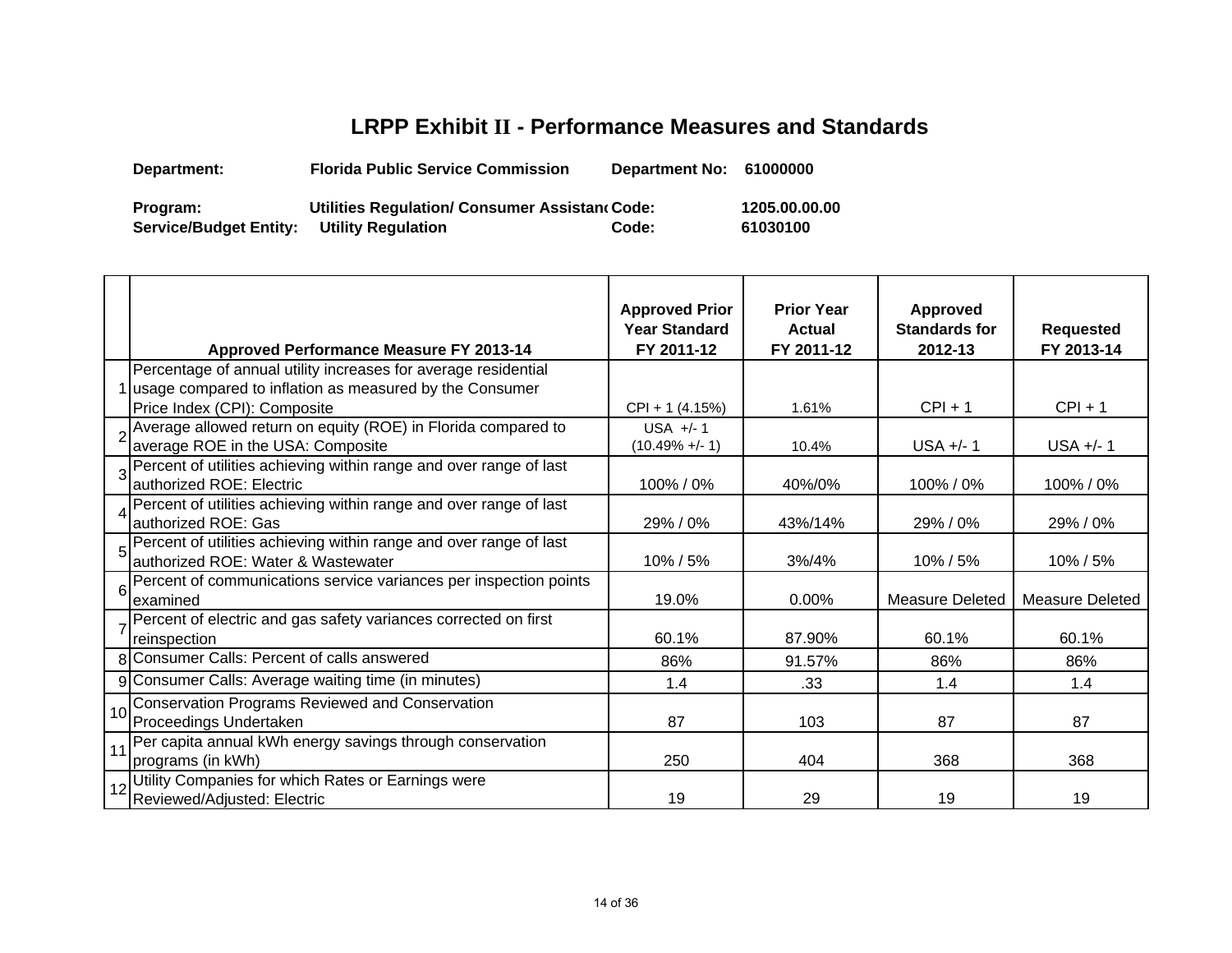# LRPP Exhibit II - Performance Measures and Standards

**Department:** Florida Public Service Commission **Department No:** 61000000

**Program:** Utilities Regulation/ Consumer Assistanc **Code:** 1205.00.00.00
**Service/Budget Entity:** Utility Regulation **Code:** 61030100

| | Approved Performance Measure FY 2013-14 | Approved Prior Year Standard FY 2011-12 | Prior Year Actual FY 2011-12 | Approved Standards for 2012-13 | Requested FY 2013-14 |
|---|---|---|---|---|---|
| 1 | Percentage of annual utility increases for average residential usage compared to inflation as measured by the Consumer Price Index (CPI): Composite | CPI + 1 (4.15%) | 1.61% | CPI + 1 | CPI + 1 |
| 2 | Average allowed return on equity (ROE) in Florida compared to average ROE in the USA: Composite | USA +/- 1 (10.49% +/- 1) | 10.4% | USA +/- 1 | USA +/- 1 |
| 3 | Percent of utilities achieving within range and over range of last authorized ROE: Electric | 100% / 0% | 40%/0% | 100% / 0% | 100% / 0% |
| 4 | Percent of utilities achieving within range and over range of last authorized ROE: Gas | 29% / 0% | 43%/14% | 29% / 0% | 29% / 0% |
| 5 | Percent of utilities achieving within range and over range of last authorized ROE: Water & Wastewater | 10% / 5% | 3%/4% | 10% / 5% | 10% / 5% |
| 6 | Percent of communications service variances per inspection points examined | 19.0% | 0.00% | Measure Deleted | Measure Deleted |
| 7 | Percent of electric and gas safety variances corrected on first reinspection | 60.1% | 87.90% | 60.1% | 60.1% |
| 8 | Consumer Calls: Percent of calls answered | 86% | 91.57% | 86% | 86% |
| 9 | Consumer Calls: Average waiting time (in minutes) | 1.4 | .33 | 1.4 | 1.4 |
| 10 | Conservation Programs Reviewed and Conservation Proceedings Undertaken | 87 | 103 | 87 | 87 |
| 11 | Per capita annual kWh energy savings through conservation programs (in kWh) | 250 | 404 | 368 | 368 |
| 12 | Utility Companies for which Rates or Earnings were Reviewed/Adjusted: Electric | 19 | 29 | 19 | 19 |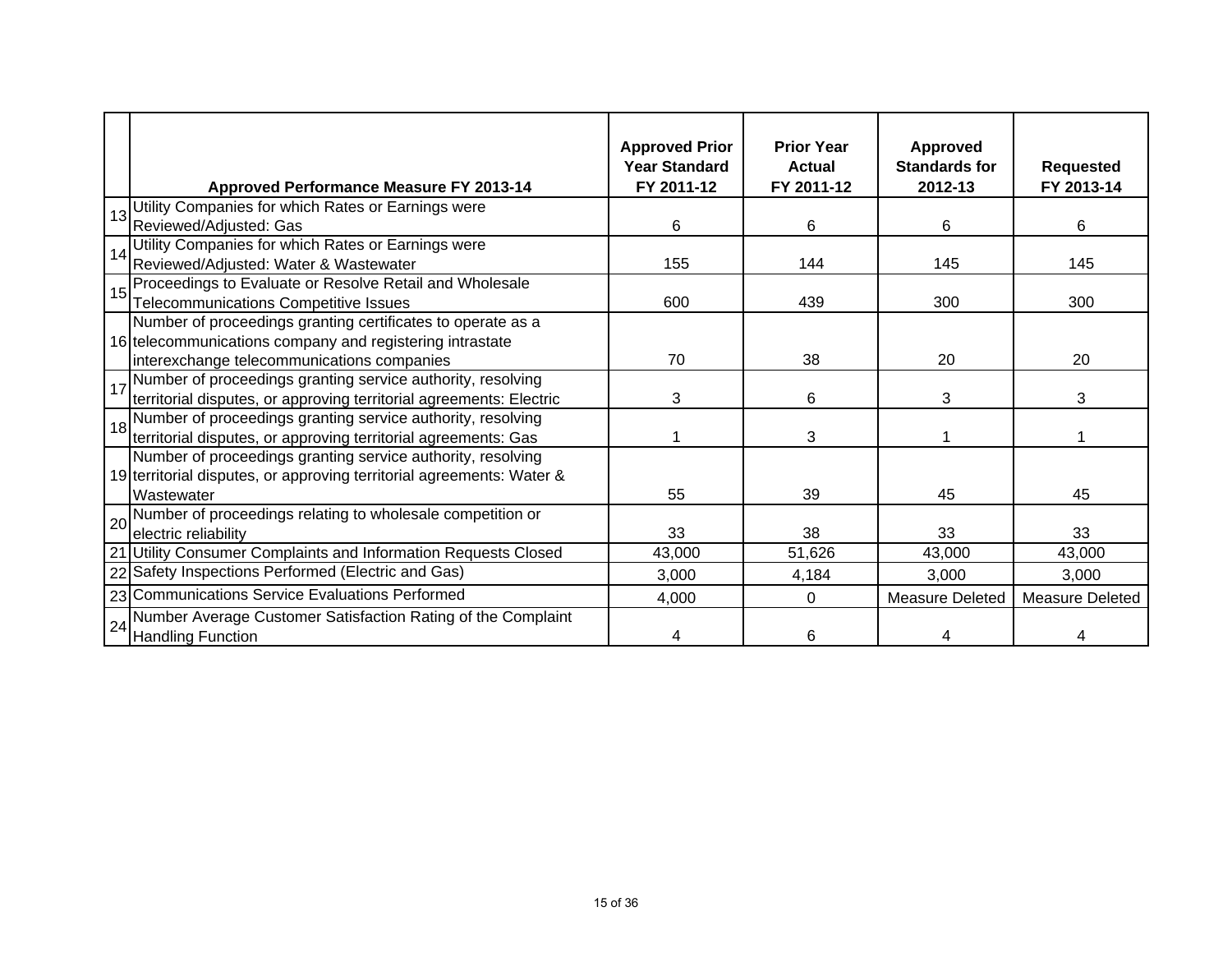| | Approved Performance Measure FY 2013-14 | Approved Prior Year Standard FY 2011-12 | Prior Year Actual FY 2011-12 | Approved Standards for 2012-13 | Requested FY 2013-14 |
|---|---|---|---|---|---|
| 13 | Utility Companies for which Rates or Earnings were Reviewed/Adjusted: Gas | 6 | 6 | 6 | 6 |
| 14 | Utility Companies for which Rates or Earnings were Reviewed/Adjusted: Water & Wastewater | 155 | 144 | 145 | 145 |
| 15 | Proceedings to Evaluate or Resolve Retail and Wholesale Telecommunications Competitive Issues | 600 | 439 | 300 | 300 |
| 16 | Number of proceedings granting certificates to operate as a telecommunications company and registering intrastate interexchange telecommunications companies | 70 | 38 | 20 | 20 |
| 17 | Number of proceedings granting service authority, resolving territorial disputes, or approving territorial agreements: Electric | 3 | 6 | 3 | 3 |
| 18 | Number of proceedings granting service authority, resolving territorial disputes, or approving territorial agreements: Gas | 1 | 3 | 1 | 1 |
| 19 | Number of proceedings granting service authority, resolving territorial disputes, or approving territorial agreements: Water & Wastewater | 55 | 39 | 45 | 45 |
| 20 | Number of proceedings relating to wholesale competition or electric reliability | 33 | 38 | 33 | 33 |
| 21 | Utility Consumer Complaints and Information Requests Closed | 43,000 | 51,626 | 43,000 | 43,000 |
| 22 | Safety Inspections Performed (Electric and Gas) | 3,000 | 4,184 | 3,000 | 3,000 |
| 23 | Communications Service Evaluations Performed | 4,000 | 0 | Measure Deleted | Measure Deleted |
| 24 | Number Average Customer Satisfaction Rating of the Complaint Handling Function | 4 | 6 | 4 | 4 |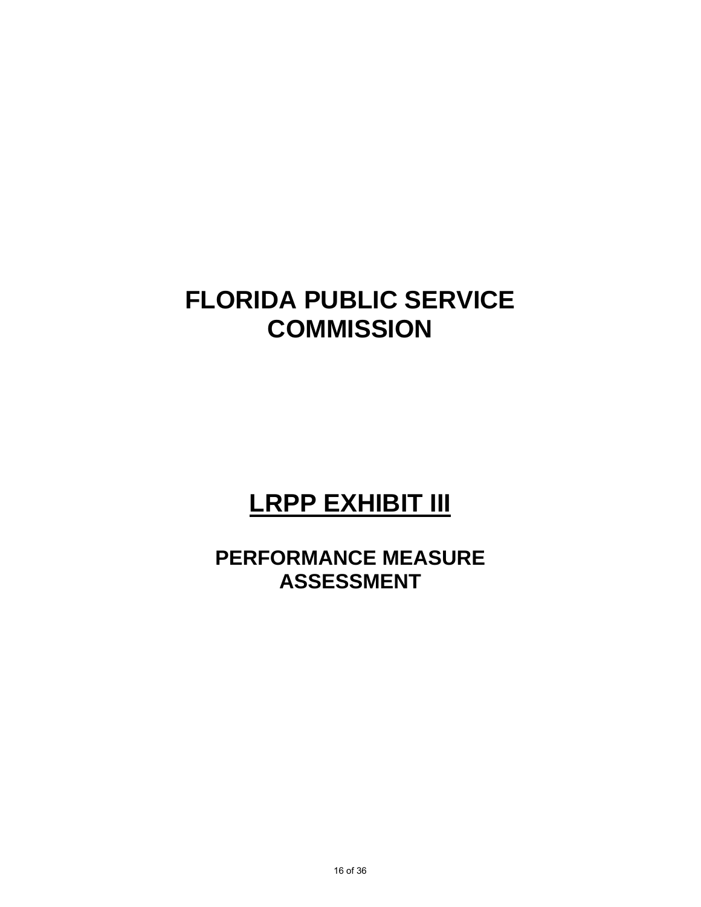# FLORIDA PUBLIC SERVICE COMMISSION

# LRPP EXHIBIT III

## PERFORMANCE MEASURE ASSESSMENT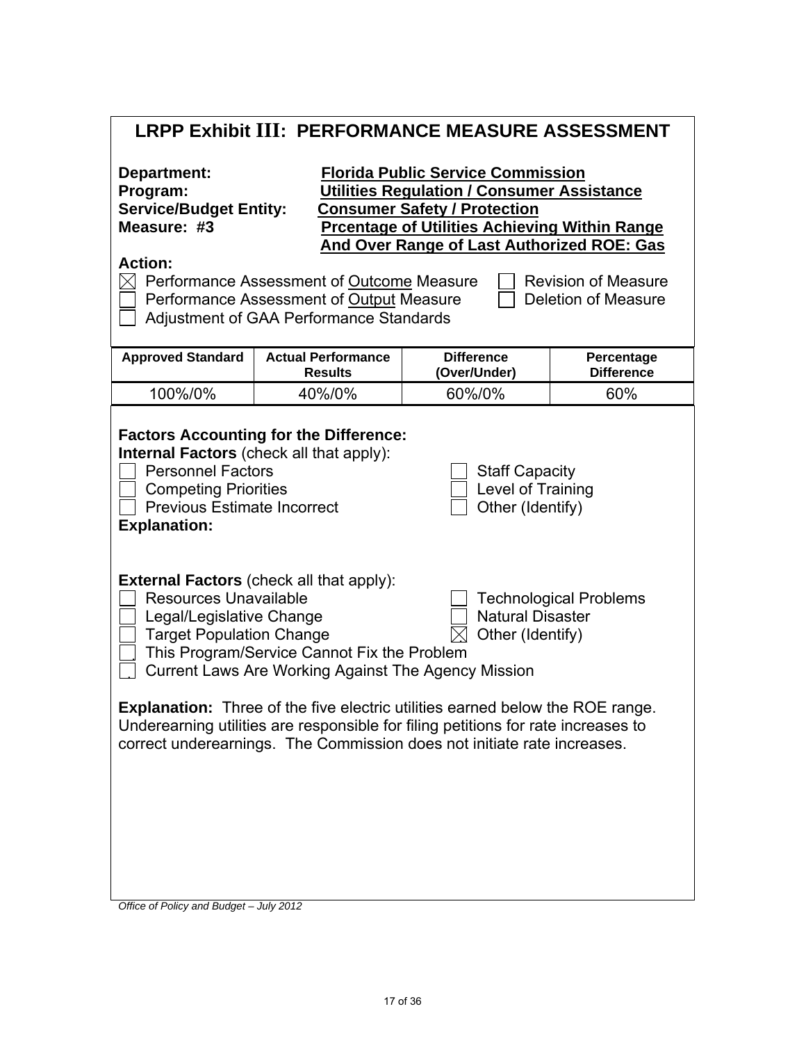# LRPP Exhibit III: PERFORMANCE MEASURE ASSESSMENT

**Department:** **Florida Public Service Commission**
**Program:** **Utilities Regulation / Consumer Assistance**
**Service/Budget Entity:** **Consumer Safety / Protection**
**Measure: #3** **Prcentage of Utilities Achieving Within Range And Over Range of Last Authorized ROE: Gas**

**Action:**

- ☒ Performance Assessment of Outcome Measure
- ☐ Performance Assessment of Output Measure
- ☐ Adjustment of GAA Performance Standards
- ☐ Revision of Measure
- ☐ Deletion of Measure

| Approved Standard | Actual Performance Results | Difference (Over/Under) | Percentage Difference |
|---|---|---|---|
| 100%/0% | 40%/0% | 60%/0% | 60% |

**Factors Accounting for the Difference:**

**Internal Factors** (check all that apply):

- ☐ Personnel Factors
- ☐ Competing Priorities
- ☐ Previous Estimate Incorrect
- ☐ Staff Capacity
- ☐ Level of Training
- ☐ Other (Identify)

**Explanation:**

**External Factors** (check all that apply):

- ☐ Resources Unavailable
- ☐ Legal/Legislative Change
- ☐ Target Population Change
- ☐ This Program/Service Cannot Fix the Problem
- ☐ Current Laws Are Working Against The Agency Mission
- ☐ Technological Problems
- ☐ Natural Disaster
- ☒ Other (Identify)

**Explanation:** Three of the five electric utilities earned below the ROE range. Underearning utilities are responsible for filing petitions for rate increases to correct underearnings. The Commission does not initiate rate increases.

*Office of Policy and Budget – July 2012*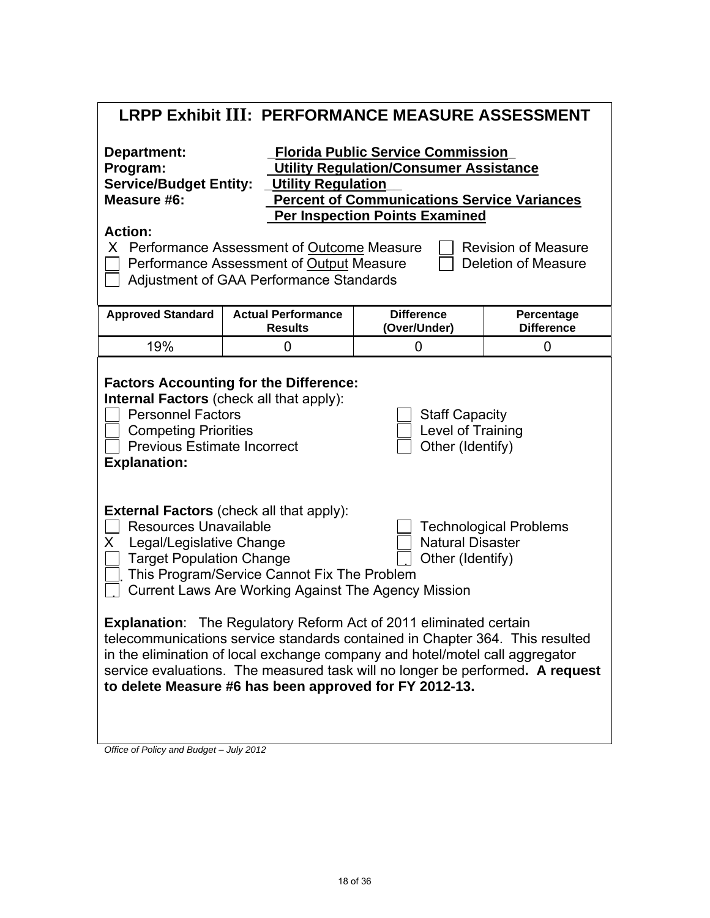# LRPP Exhibit III: PERFORMANCE MEASURE ASSESSMENT

**Department:** Florida Public Service Commission
**Program:** Utility Regulation/Consumer Assistance
**Service/Budget Entity:** Utility Regulation
**Measure #6:** Percent of Communications Service Variances Per Inspection Points Examined

**Action:**

- X Performance Assessment of Outcome Measure
- ☐ Revision of Measure
- ☐ Performance Assessment of Output Measure
- ☐ Deletion of Measure
- ☐ Adjustment of GAA Performance Standards

| Approved Standard | Actual Performance Results | Difference (Over/Under) | Percentage Difference |
|---|---|---|---|
| 19% | 0 | 0 | 0 |

**Factors Accounting for the Difference:**

**Internal Factors** (check all that apply):

- ☐ Personnel Factors
- ☐ Staff Capacity
- ☐ Competing Priorities
- ☐ Level of Training
- ☐ Previous Estimate Incorrect
- ☐ Other (Identify)

**Explanation:**

**External Factors** (check all that apply):

- ☐ Resources Unavailable
- ☐ Technological Problems
- X Legal/Legislative Change
- ☐ Natural Disaster
- ☐ Target Population Change
- ☐ Other (Identify)
- ☐ This Program/Service Cannot Fix The Problem
- ☐ Current Laws Are Working Against The Agency Mission

**Explanation**: The Regulatory Reform Act of 2011 eliminated certain telecommunications service standards contained in Chapter 364. This resulted in the elimination of local exchange company and hotel/motel call aggregator service evaluations. The measured task will no longer be performed**. A request to delete Measure #6 has been approved for FY 2012-13.**

*Office of Policy and Budget – July 2012*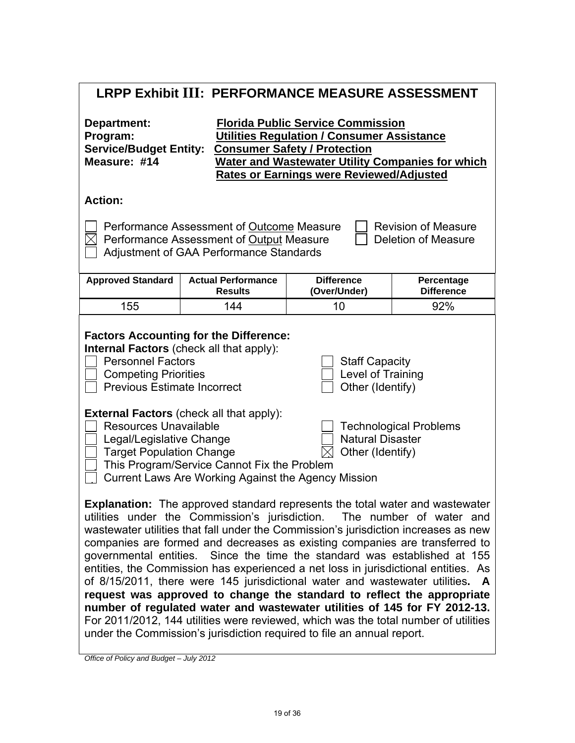# LRPP Exhibit III: PERFORMANCE MEASURE ASSESSMENT

**Department:** **Florida Public Service Commission**
**Program:** **Utilities Regulation / Consumer Assistance**
**Service/Budget Entity:** **Consumer Safety / Protection**
**Measure: #14** **Water and Wastewater Utility Companies for which Rates or Earnings were Reviewed/Adjusted**

**Action:**

- ☐ Performance Assessment of Outcome Measure
- ☒ Performance Assessment of Output Measure
- ☐ Adjustment of GAA Performance Standards
- ☐ Revision of Measure
- ☐ Deletion of Measure

| Approved Standard | Actual Performance Results | Difference (Over/Under) | Percentage Difference |
|---|---|---|---|
| 155 | 144 | 10 | 92% |

**Factors Accounting for the Difference:**

**Internal Factors** (check all that apply):

- ☐ Personnel Factors
- ☐ Competing Priorities
- ☐ Previous Estimate Incorrect
- ☐ Staff Capacity
- ☐ Level of Training
- ☐ Other (Identify)

**External Factors** (check all that apply):

- ☐ Resources Unavailable
- ☐ Legal/Legislative Change
- ☐ Target Population Change
- ☐ This Program/Service Cannot Fix the Problem
- ☐ Current Laws Are Working Against the Agency Mission
- ☐ Technological Problems
- ☐ Natural Disaster
- ☒ Other (Identify)

**Explanation:** The approved standard represents the total water and wastewater utilities under the Commission's jurisdiction. The number of water and wastewater utilities that fall under the Commission's jurisdiction increases as new companies are formed and decreases as existing companies are transferred to governmental entities. Since the time the standard was established at 155 entities, the Commission has experienced a net loss in jurisdictional entities. As of 8/15/2011, there were 145 jurisdictional water and wastewater utilities**. A request was approved to change the standard to reflect the appropriate number of regulated water and wastewater utilities of 145 for FY 2012-13.** For 2011/2012, 144 utilities were reviewed, which was the total number of utilities under the Commission's jurisdiction required to file an annual report.

*Office of Policy and Budget – July 2012*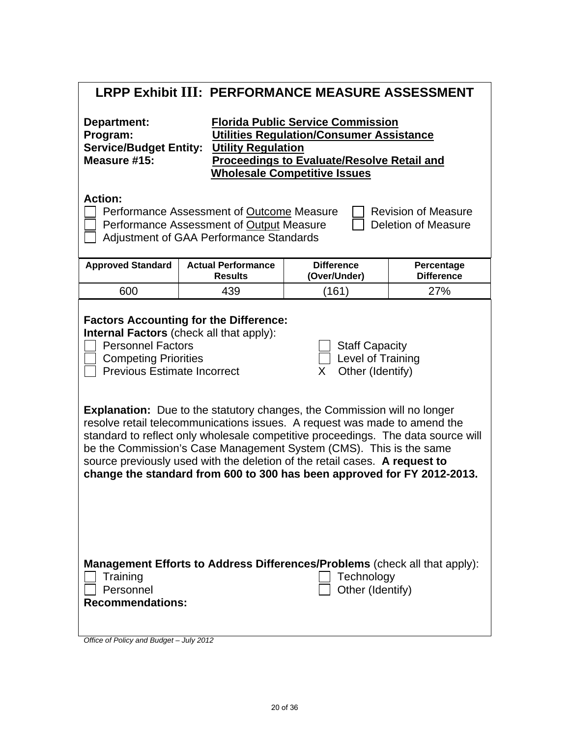# LRPP Exhibit III: PERFORMANCE MEASURE ASSESSMENT

**Department:** **Florida Public Service Commission**
**Program:** **Utilities Regulation/Consumer Assistance**
**Service/Budget Entity:** **Utility Regulation**
**Measure #15:** **Proceedings to Evaluate/Resolve Retail and Wholesale Competitive Issues**

**Action:**

- ☐ Performance Assessment of Outcome Measure
- ☐ Performance Assessment of Output Measure
- ☐ Adjustment of GAA Performance Standards
- ☐ Revision of Measure
- ☐ Deletion of Measure

| Approved Standard | Actual Performance Results | Difference (Over/Under) | Percentage Difference |
|---|---|---|---|
| 600 | 439 | (161) | 27% |

**Factors Accounting for the Difference:**

**Internal Factors** (check all that apply):

- ☐ Personnel Factors
- ☐ Competing Priorities
- ☐ Previous Estimate Incorrect
- ☐ Staff Capacity
- ☐ Level of Training
- X Other (Identify)

**Explanation:** Due to the statutory changes, the Commission will no longer resolve retail telecommunications issues. A request was made to amend the standard to reflect only wholesale competitive proceedings. The data source will be the Commission's Case Management System (CMS). This is the same source previously used with the deletion of the retail cases. **A request to change the standard from 600 to 300 has been approved for FY 2012-2013.**

**Management Efforts to Address Differences/Problems** (check all that apply):

- ☐ Training
- ☐ Personnel
- ☐ Technology
- ☐ Other (Identify)

**Recommendations:**

*Office of Policy and Budget – July 2012*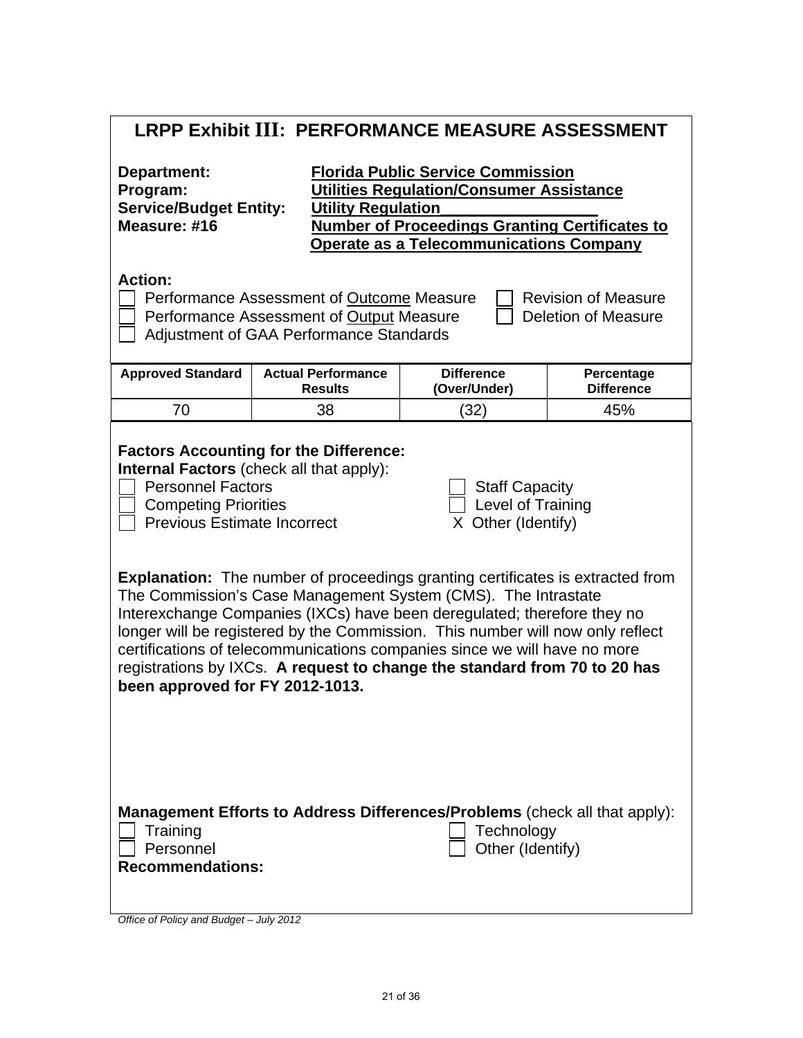## LRPP Exhibit III: PERFORMANCE MEASURE ASSESSMENT

**Department:** **Florida Public Service Commission**
**Program:** **Utilities Regulation/Consumer Assistance**
**Service/Budget Entity:** **Utility Regulation__________________**
**Measure: #16** **Number of Proceedings Granting Certificates to Operate as a Telecommunications Company**

**Action:**

- [ ] Performance Assessment of Outcome Measure
- [ ] Revision of Measure
- [ ] Performance Assessment of Output Measure
- [ ] Deletion of Measure
- [ ] Adjustment of GAA Performance Standards

| Approved Standard | Actual Performance Results | Difference (Over/Under) | Percentage Difference |
|---|---|---|---|
| 70 | 38 | (32) | 45% |

**Factors Accounting for the Difference:**
**Internal Factors** (check all that apply):

- [ ] Personnel Factors
- [ ] Staff Capacity
- [ ] Competing Priorities
- [ ] Level of Training
- [ ] Previous Estimate Incorrect
- X Other (Identify)

**Explanation:** The number of proceedings granting certificates is extracted from The Commission's Case Management System (CMS). The Intrastate Interexchange Companies (IXCs) have been deregulated; therefore they no longer will be registered by the Commission. This number will now only reflect certifications of telecommunications companies since we will have no more registrations by IXCs. **A request to change the standard from 70 to 20 has been approved for FY 2012-1013.**

**Management Efforts to Address Differences/Problems** (check all that apply):

- [ ] Training
- [ ] Technology
- [ ] Personnel
- [ ] Other (Identify)

**Recommendations:**

*Office of Policy and Budget – July 2012*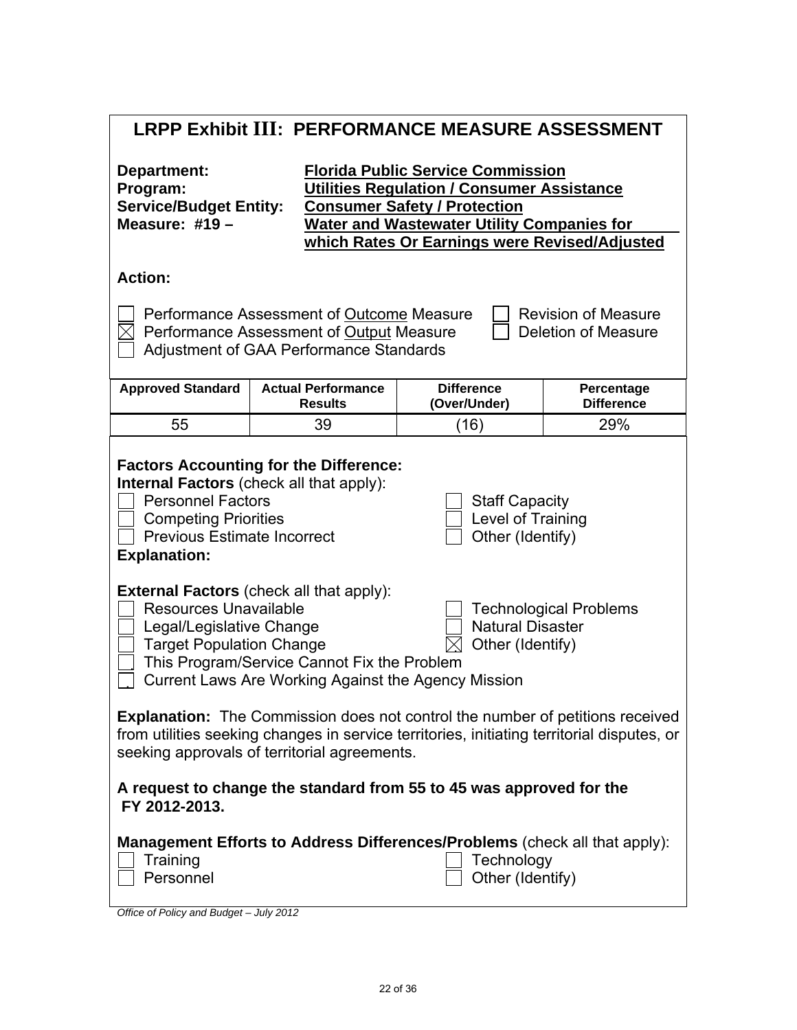# LRPP Exhibit III: PERFORMANCE MEASURE ASSESSMENT

**Department:** **Florida Public Service Commission**
**Program:** **Utilities Regulation / Consumer Assistance**
**Service/Budget Entity:** **Consumer Safety / Protection**
**Measure: #19 –** **Water and Wastewater Utility Companies for which Rates Or Earnings were Revised/Adjusted**

**Action:**

- ☐ Performance Assessment of Outcome Measure
- ☐ Revision of Measure
- ☒ Performance Assessment of Output Measure
- ☐ Deletion of Measure
- ☐ Adjustment of GAA Performance Standards

| Approved Standard | Actual Performance Results | Difference (Over/Under) | Percentage Difference |
|---|---|---|---|
| 55 | 39 | (16) | 29% |

**Factors Accounting for the Difference:**
**Internal Factors** (check all that apply):

- ☐ Personnel Factors
- ☐ Staff Capacity
- ☐ Competing Priorities
- ☐ Level of Training
- ☐ Previous Estimate Incorrect
- ☐ Other (Identify)

**Explanation:**

**External Factors** (check all that apply):

- ☐ Resources Unavailable
- ☐ Technological Problems
- ☐ Legal/Legislative Change
- ☐ Natural Disaster
- ☐ Target Population Change
- ☒ Other (Identify)
- ☐ This Program/Service Cannot Fix the Problem
- ☐ Current Laws Are Working Against the Agency Mission

**Explanation:** The Commission does not control the number of petitions received from utilities seeking changes in service territories, initiating territorial disputes, or seeking approvals of territorial agreements.

**A request to change the standard from 55 to 45 was approved for the FY 2012-2013.**

**Management Efforts to Address Differences/Problems** (check all that apply):

- ☐ Training
- ☐ Technology
- ☐ Personnel
- ☐ Other (Identify)

*Office of Policy and Budget – July 2012*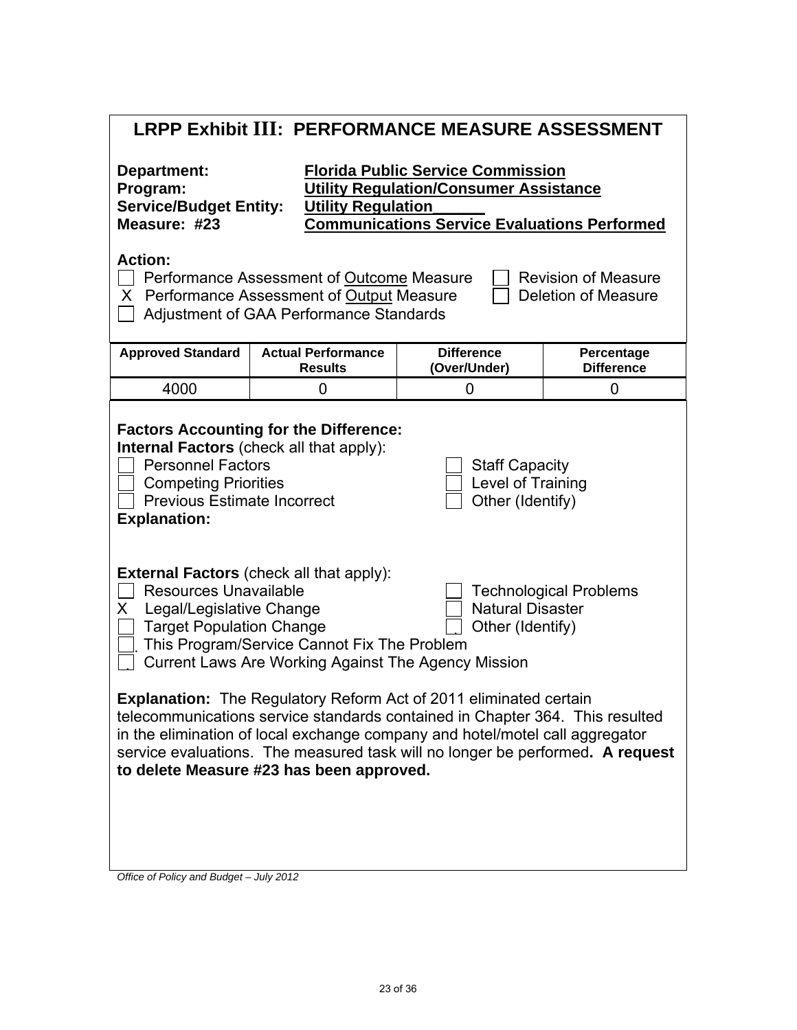# LRPP Exhibit III: PERFORMANCE MEASURE ASSESSMENT

**Department:** **Florida Public Service Commission**
**Program:** **Utility Regulation/Consumer Assistance**
**Service/Budget Entity:** **Utility Regulation**
**Measure: #23** **Communications Service Evaluations Performed**

**Action:**

- [ ] Performance Assessment of Outcome Measure
- [ ] Revision of Measure
- [x] Performance Assessment of Output Measure
- [ ] Deletion of Measure
- [ ] Adjustment of GAA Performance Standards

| Approved Standard | Actual Performance Results | Difference (Over/Under) | Percentage Difference |
|---|---|---|---|
| 4000 | 0 | 0 | 0 |

**Factors Accounting for the Difference:**

**Internal Factors** (check all that apply):

- [ ] Personnel Factors
- [ ] Staff Capacity
- [ ] Competing Priorities
- [ ] Level of Training
- [ ] Previous Estimate Incorrect
- [ ] Other (Identify)

**Explanation:**

**External Factors** (check all that apply):

- [ ] Resources Unavailable
- [ ] Technological Problems
- [x] Legal/Legislative Change
- [ ] Natural Disaster
- [ ] Target Population Change
- [ ] Other (Identify)
- [ ] This Program/Service Cannot Fix The Problem
- [ ] Current Laws Are Working Against The Agency Mission

**Explanation:** The Regulatory Reform Act of 2011 eliminated certain telecommunications service standards contained in Chapter 364. This resulted in the elimination of local exchange company and hotel/motel call aggregator service evaluations. The measured task will no longer be performed. **A request to delete Measure #23 has been approved.**

*Office of Policy and Budget – July 2012*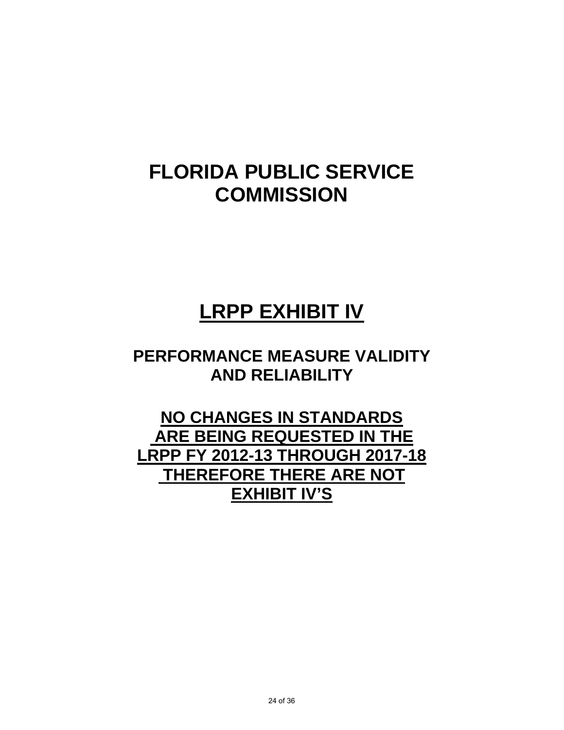# FLORIDA PUBLIC SERVICE COMMISSION

# LRPP EXHIBIT IV

## PERFORMANCE MEASURE VALIDITY AND RELIABILITY

## NO CHANGES IN STANDARDS ARE BEING REQUESTED IN THE LRPP FY 2012-13 THROUGH 2017-18 THEREFORE THERE ARE NOT EXHIBIT IV'S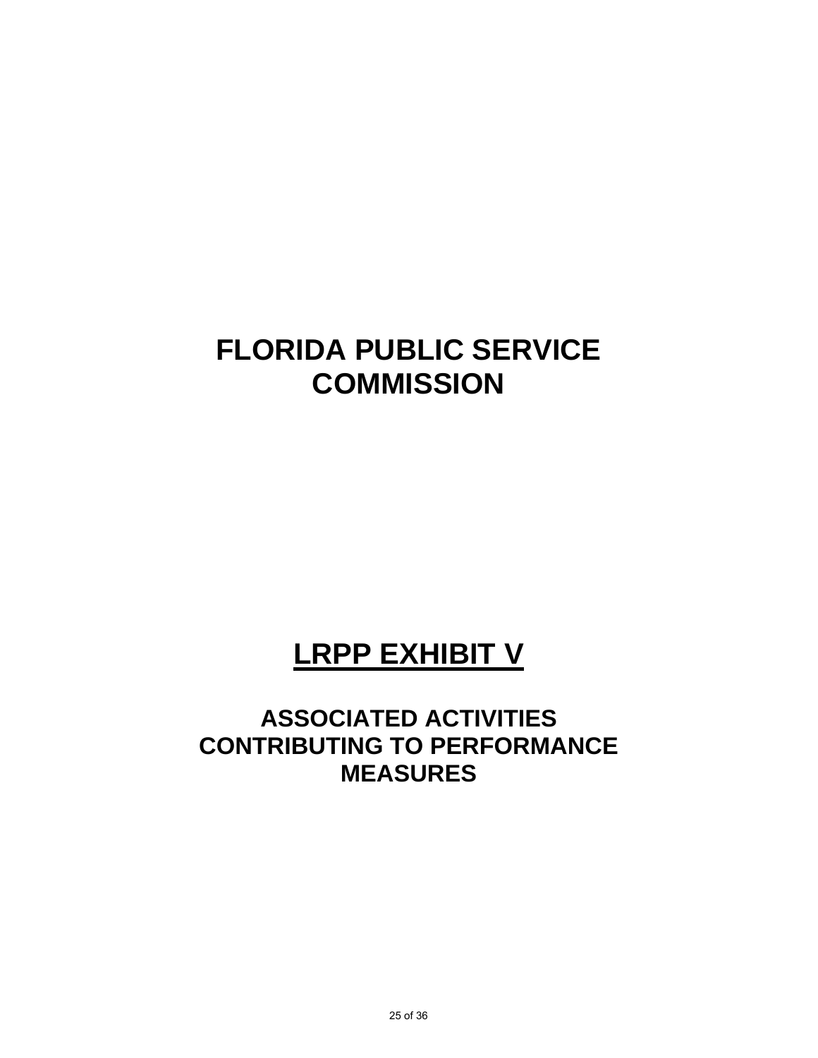# FLORIDA PUBLIC SERVICE COMMISSION

# LRPP EXHIBIT V

## ASSOCIATED ACTIVITIES CONTRIBUTING TO PERFORMANCE MEASURES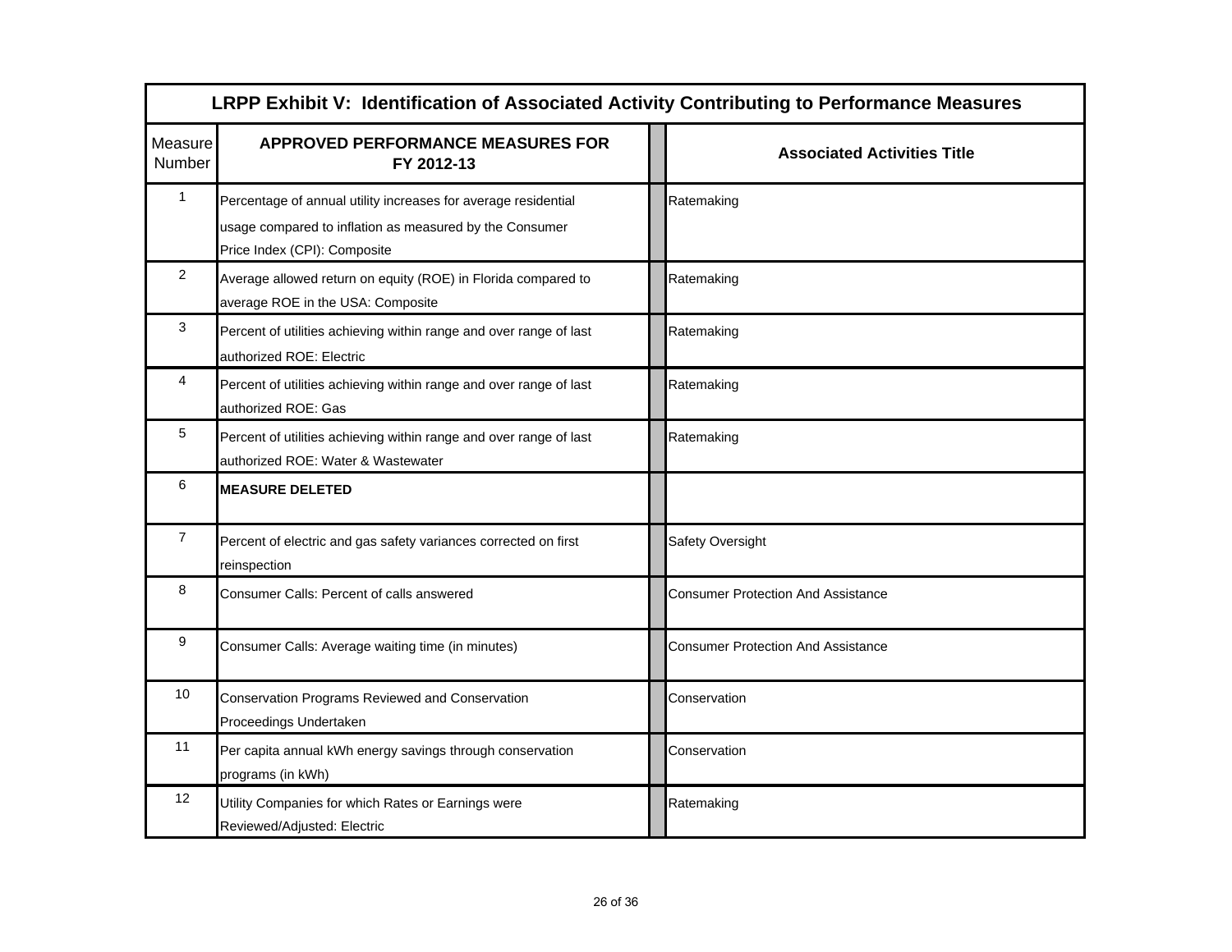| LRPP Exhibit V: Identification of Associated Activity Contributing to Performance Measures | | |
|---|---|---|
| Measure Number | **APPROVED PERFORMANCE MEASURES FOR FY 2012-13** | **Associated Activities Title** |
| 1 | Percentage of annual utility increases for average residential usage compared to inflation as measured by the Consumer Price Index (CPI): Composite | Ratemaking |
| 2 | Average allowed return on equity (ROE) in Florida compared to average ROE in the USA: Composite | Ratemaking |
| 3 | Percent of utilities achieving within range and over range of last authorized ROE: Electric | Ratemaking |
| 4 | Percent of utilities achieving within range and over range of last authorized ROE: Gas | Ratemaking |
| 5 | Percent of utilities achieving within range and over range of last authorized ROE: Water & Wastewater | Ratemaking |
| 6 | **MEASURE DELETED** | |
| 7 | Percent of electric and gas safety variances corrected on first reinspection | Safety Oversight |
| 8 | Consumer Calls: Percent of calls answered | Consumer Protection And Assistance |
| 9 | Consumer Calls: Average waiting time (in minutes) | Consumer Protection And Assistance |
| 10 | Conservation Programs Reviewed and Conservation Proceedings Undertaken | Conservation |
| 11 | Per capita annual kWh energy savings through conservation programs (in kWh) | Conservation |
| 12 | Utility Companies for which Rates or Earnings were Reviewed/Adjusted: Electric | Ratemaking |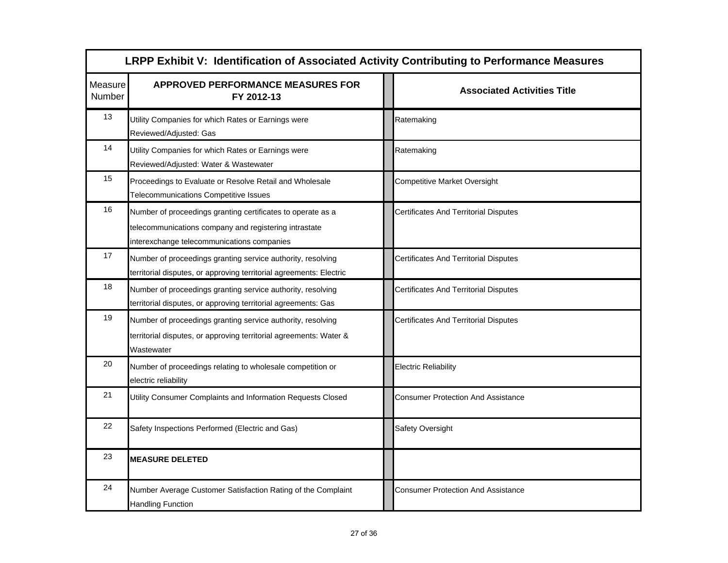| LRPP Exhibit V: Identification of Associated Activity Contributing to Performance Measures | | |
|---|---|---|
| Measure Number | APPROVED PERFORMANCE MEASURES FOR FY 2012-13 | Associated Activities Title |
| 13 | Utility Companies for which Rates or Earnings were Reviewed/Adjusted: Gas | Ratemaking |
| 14 | Utility Companies for which Rates or Earnings were Reviewed/Adjusted: Water & Wastewater | Ratemaking |
| 15 | Proceedings to Evaluate or Resolve Retail and Wholesale Telecommunications Competitive Issues | Competitive Market Oversight |
| 16 | Number of proceedings granting certificates to operate as a telecommunications company and registering intrastate interexchange telecommunications companies | Certificates And Territorial Disputes |
| 17 | Number of proceedings granting service authority, resolving territorial disputes, or approving territorial agreements: Electric | Certificates And Territorial Disputes |
| 18 | Number of proceedings granting service authority, resolving territorial disputes, or approving territorial agreements: Gas | Certificates And Territorial Disputes |
| 19 | Number of proceedings granting service authority, resolving territorial disputes, or approving territorial agreements: Water & Wastewater | Certificates And Territorial Disputes |
| 20 | Number of proceedings relating to wholesale competition or electric reliability | Electric Reliability |
| 21 | Utility Consumer Complaints and Information Requests Closed | Consumer Protection And Assistance |
| 22 | Safety Inspections Performed (Electric and Gas) | Safety Oversight |
| 23 | **MEASURE DELETED** | |
| 24 | Number Average Customer Satisfaction Rating of the Complaint Handling Function | Consumer Protection And Assistance |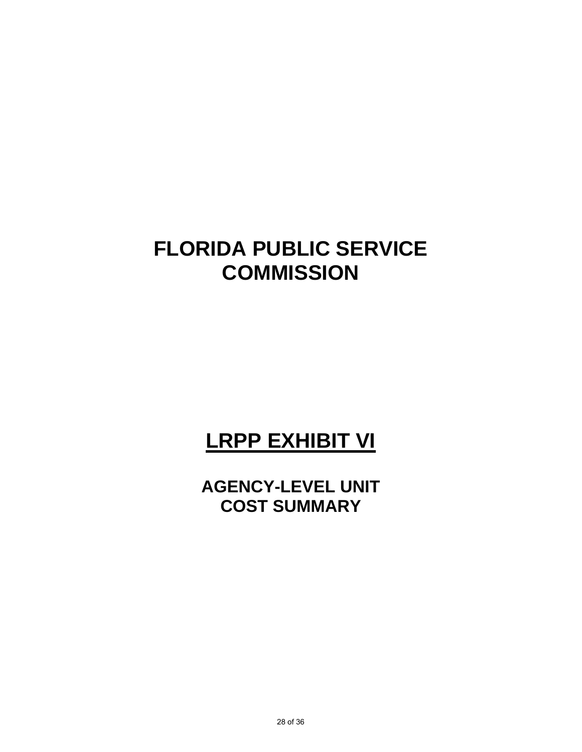# FLORIDA PUBLIC SERVICE COMMISSION

# LRPP EXHIBIT VI

## AGENCY-LEVEL UNIT COST SUMMARY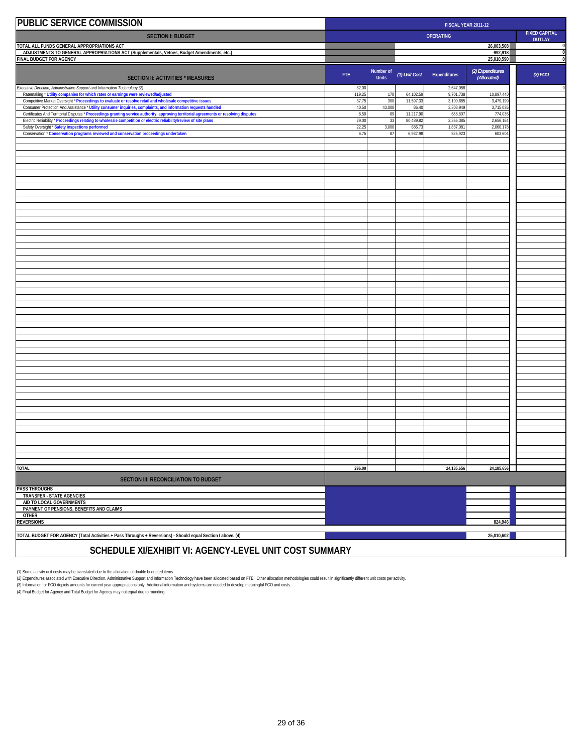# PUBLIC SERVICE COMMISSION

| SECTION I: BUDGET | FISCAL YEAR 2011-12 OPERATING | FIXED CAPITAL OUTLAY |
|---|---|---|
| TOTAL ALL FUNDS GENERAL APPROPRIATIONS ACT | 26,003,508 | 0 |
| ADJUSTMENTS TO GENERAL APPROPRIATIONS ACT (Supplementals, Vetoes, Budget Amendments, etc.) | -992,918 | 0 |
| FINAL BUDGET FOR AGENCY | 25,010,590 | 0 |

| SECTION II: ACTIVITIES * MEASURES | FTE | Number of Units | (1) Unit Cost | Expenditures | (2) Expenditures (Allocated) | (3) FCO |
|---|---|---|---|---|---|---|
| *Executive Direction, Administrative Support and Information Technology (2)* | 32.00 | | | 2,647,088 | | 0 |
| Ratemaking * **Utility companies for which rates or earnings were reviewed/adjusted** | 119.25 | 170 | 64,102.59 | 9,701,738 | 10,897,440 | |
| Competitive Market Oversight * **Proceedings to evaluate or resolve retail and wholesale competitive issues** | 37.75 | 300 | 11,597.33 | 3,100,685 | 3,479,199 | |
| Consumer Protection And Assistance * **Utility consumer inquiries, complaints, and information requests handled** | 40.50 | 43,000 | 86.40 | 3,308,949 | 3,715,036 | |
| Certificates And Territorial Disputes * **Proceedings granting service authority, approving territorial agreements or resolving disputes** | 8.50 | 69 | 11,217.90 | 688,807 | 774,035 | |
| Electric Reliability * **Proceedings relating to wholesale competition or electric reliability/review of site plans** | 29.00 | 33 | 80,489.82 | 2,365,385 | 2,656,164 | |
| Safety Oversight * **Safety inspections performed** | 22.25 | 3,000 | 686.73 | 1,837,081 | 2,060,178 | |
| Conservation * **Conservation programs reviewed and conservation proceedings undertaken** | 6.75 | 87 | 6,937.98 | 535,923 | 603,604 | |
| TOTAL | 296.00 | | | 24,185,656 | 24,185,656 | |

| SECTION III: RECONCILIATION TO BUDGET | | |
|---|---|---|
| PASS THROUGHS | | |
| TRANSFER - STATE AGENCIES | | |
| AID TO LOCAL GOVERNMENTS | | |
| PAYMENT OF PENSIONS, BENEFITS AND CLAIMS | | |
| OTHER | | |
| REVERSIONS | 824,946 | |
| TOTAL BUDGET FOR AGENCY (Total Activities + Pass Throughs + Reversions) - Should equal Section I above. (4) | 25,010,602 | |

## SCHEDULE XI/EXHIBIT VI: AGENCY-LEVEL UNIT COST SUMMARY

(1) Some activity unit costs may be overstated due to the allocation of double budgeted items.
(2) Expenditures associated with Executive Direction, Administrative Support and Information Technology have been allocated based on FTE. Other allocation methodologies could result in significantly different unit costs per activity.
(3) Information for FCO depicts amounts for current year appropriations only. Additional information and systems are needed to develop meaningful FCO unit costs.
(4) Final Budget for Agency and Total Budget for Agency may not equal due to rounding.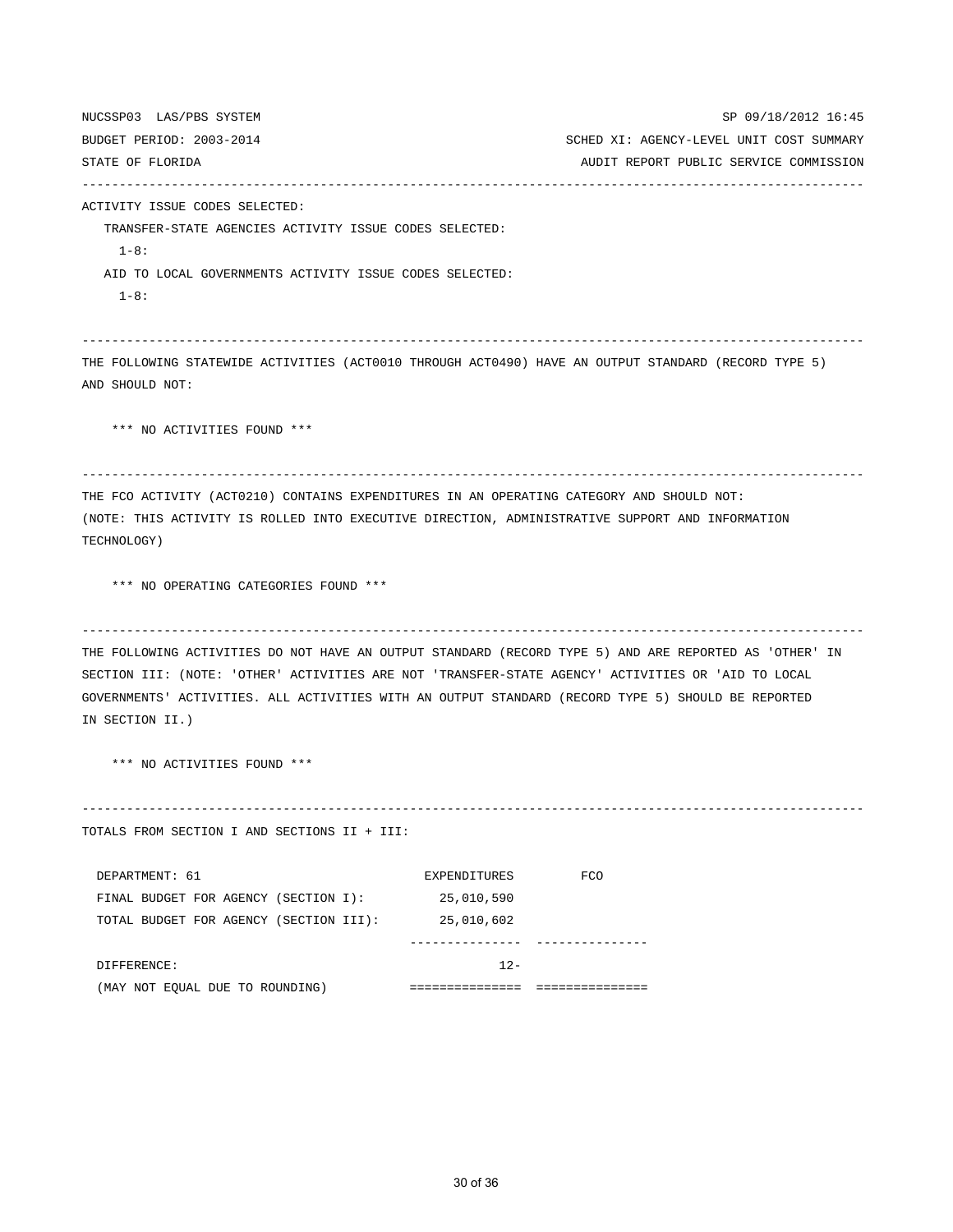NUCSSP03 LAS/PBS SYSTEM SP 09/18/2012 16:45

BUDGET PERIOD: 2003-2014 SCHED XI: AGENCY-LEVEL UNIT COST SUMMARY

STATE OF FLORIDA AUDIT REPORT PUBLIC SERVICE COMMISSION

---

ACTIVITY ISSUE CODES SELECTED:

TRANSFER-STATE AGENCIES ACTIVITY ISSUE CODES SELECTED:

1-8:

AID TO LOCAL GOVERNMENTS ACTIVITY ISSUE CODES SELECTED:

1-8:

---

THE FOLLOWING STATEWIDE ACTIVITIES (ACT0010 THROUGH ACT0490) HAVE AN OUTPUT STANDARD (RECORD TYPE 5) AND SHOULD NOT:

\*\*\* NO ACTIVITIES FOUND \*\*\*

---

THE FCO ACTIVITY (ACT0210) CONTAINS EXPENDITURES IN AN OPERATING CATEGORY AND SHOULD NOT:
(NOTE: THIS ACTIVITY IS ROLLED INTO EXECUTIVE DIRECTION, ADMINISTRATIVE SUPPORT AND INFORMATION TECHNOLOGY)

\*\*\* NO OPERATING CATEGORIES FOUND \*\*\*

---

THE FOLLOWING ACTIVITIES DO NOT HAVE AN OUTPUT STANDARD (RECORD TYPE 5) AND ARE REPORTED AS 'OTHER' IN SECTION III: (NOTE: 'OTHER' ACTIVITIES ARE NOT 'TRANSFER-STATE AGENCY' ACTIVITIES OR 'AID TO LOCAL GOVERNMENTS' ACTIVITIES. ALL ACTIVITIES WITH AN OUTPUT STANDARD (RECORD TYPE 5) SHOULD BE REPORTED IN SECTION II.)

\*\*\* NO ACTIVITIES FOUND \*\*\*

---

TOTALS FROM SECTION I AND SECTIONS II + III:

| DEPARTMENT: 61 | EXPENDITURES | FCO |
|---|---|---|
| FINAL BUDGET FOR AGENCY (SECTION I): | 25,010,590 | |
| TOTAL BUDGET FOR AGENCY (SECTION III): | 25,010,602 | |
| DIFFERENCE: | 12- | |
| (MAY NOT EQUAL DUE TO ROUNDING) | | |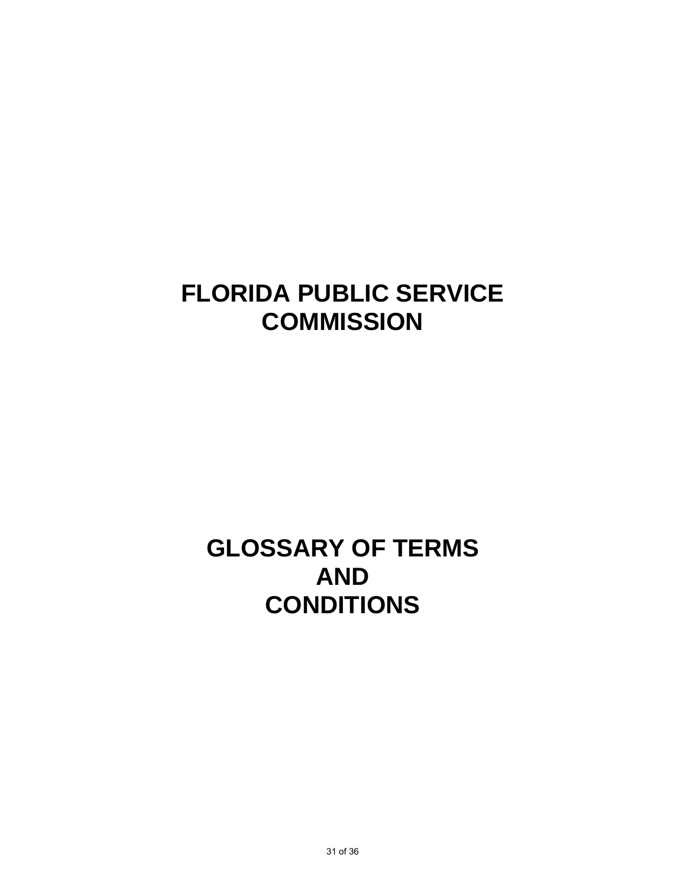# FLORIDA PUBLIC SERVICE COMMISSION

# GLOSSARY OF TERMS AND CONDITIONS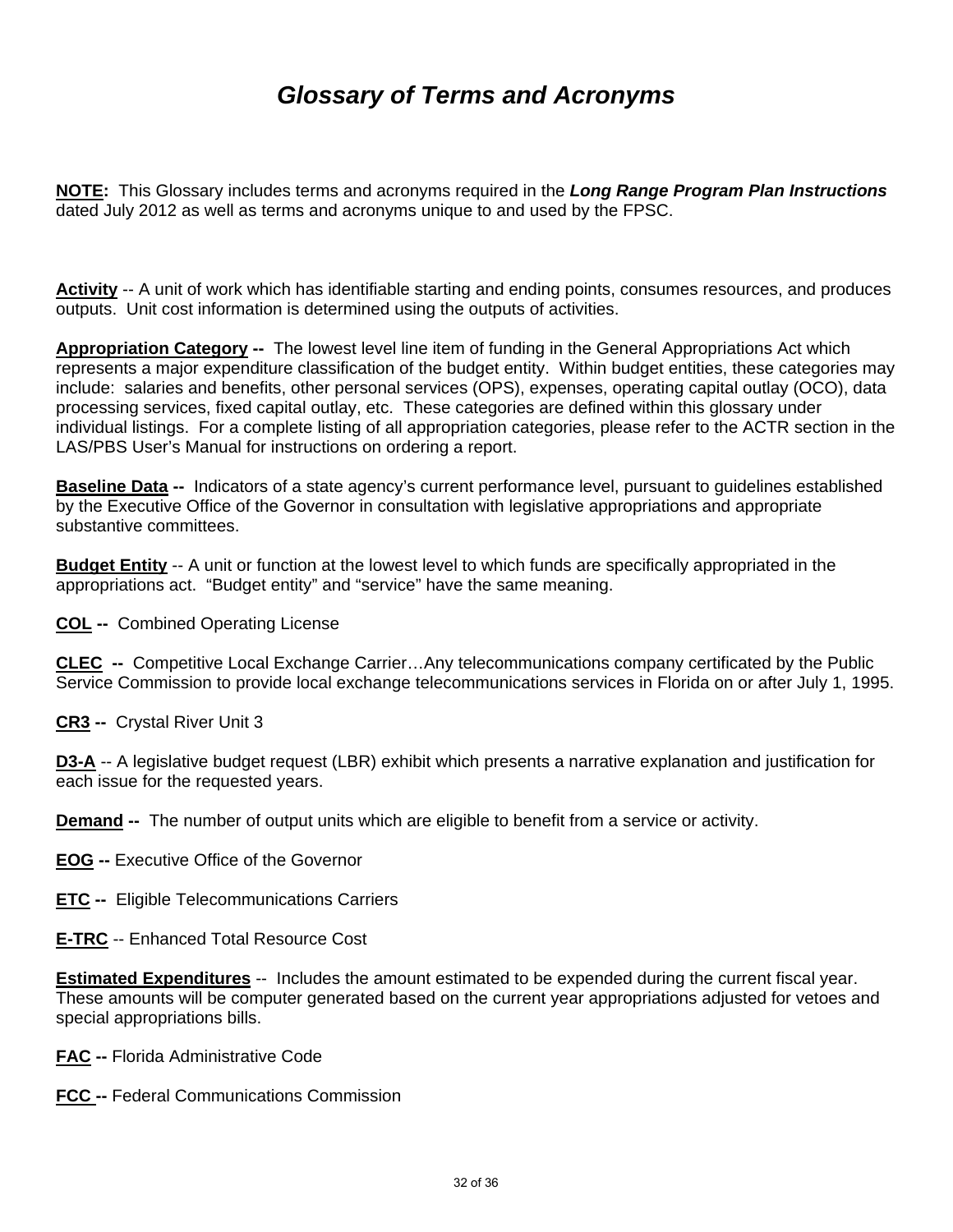# *Glossary of Terms and Acronyms*

**NOTE:** This Glossary includes terms and acronyms required in the ***Long Range Program Plan Instructions*** dated July 2012 as well as terms and acronyms unique to and used by the FPSC.

**Activity** -- A unit of work which has identifiable starting and ending points, consumes resources, and produces outputs. Unit cost information is determined using the outputs of activities.

**Appropriation Category --** The lowest level line item of funding in the General Appropriations Act which represents a major expenditure classification of the budget entity. Within budget entities, these categories may include: salaries and benefits, other personal services (OPS), expenses, operating capital outlay (OCO), data processing services, fixed capital outlay, etc. These categories are defined within this glossary under individual listings. For a complete listing of all appropriation categories, please refer to the ACTR section in the LAS/PBS User's Manual for instructions on ordering a report.

**Baseline Data --** Indicators of a state agency's current performance level, pursuant to guidelines established by the Executive Office of the Governor in consultation with legislative appropriations and appropriate substantive committees.

**Budget Entity** -- A unit or function at the lowest level to which funds are specifically appropriated in the appropriations act. "Budget entity" and "service" have the same meaning.

**COL --** Combined Operating License

**CLEC --** Competitive Local Exchange Carrier…Any telecommunications company certificated by the Public Service Commission to provide local exchange telecommunications services in Florida on or after July 1, 1995.

**CR3 --** Crystal River Unit 3

**D3-A** -- A legislative budget request (LBR) exhibit which presents a narrative explanation and justification for each issue for the requested years.

**Demand --** The number of output units which are eligible to benefit from a service or activity.

**EOG --** Executive Office of the Governor

**ETC --** Eligible Telecommunications Carriers

**E-TRC** -- Enhanced Total Resource Cost

**Estimated Expenditures** -- Includes the amount estimated to be expended during the current fiscal year. These amounts will be computer generated based on the current year appropriations adjusted for vetoes and special appropriations bills.

**FAC --** Florida Administrative Code

**FCC --** Federal Communications Commission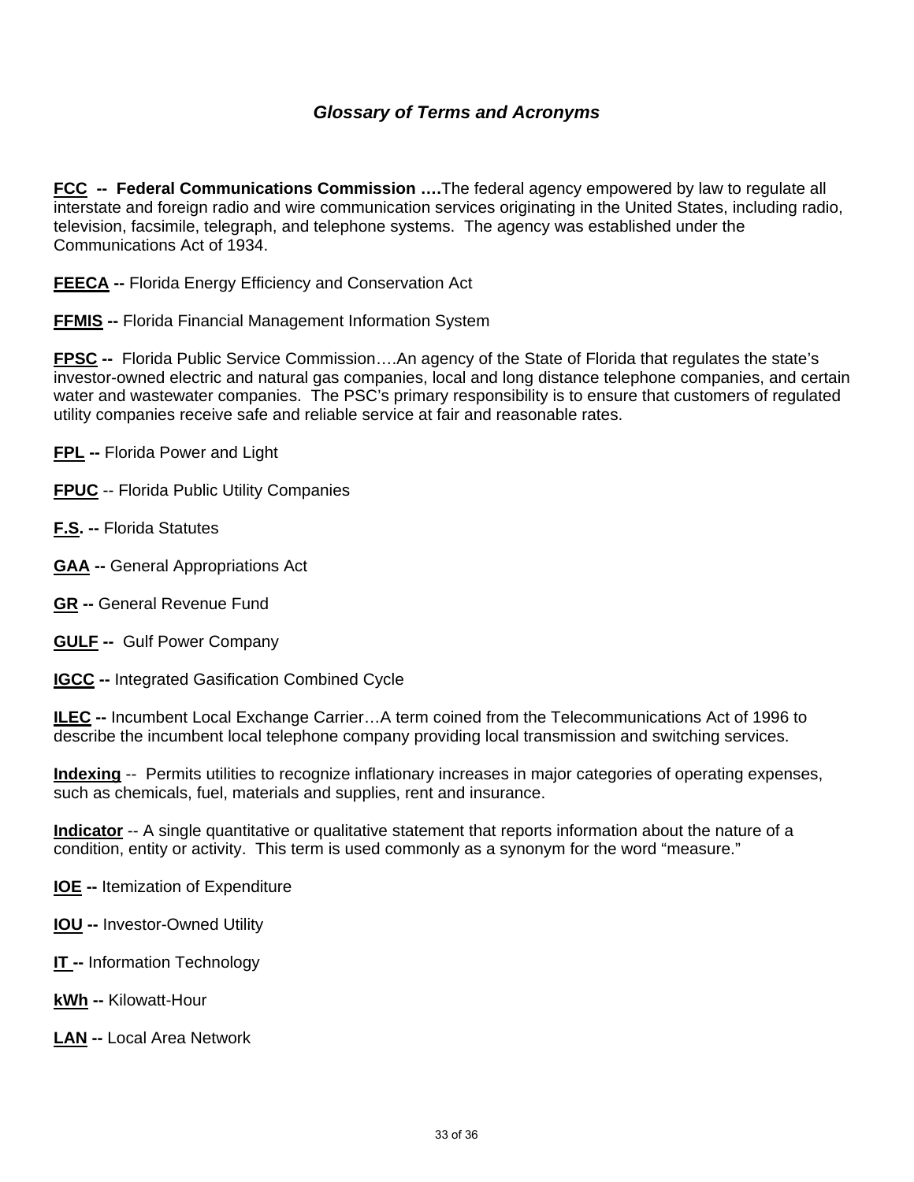## *Glossary of Terms and Acronyms*

**FCC -- Federal Communications Commission ….**The federal agency empowered by law to regulate all interstate and foreign radio and wire communication services originating in the United States, including radio, television, facsimile, telegraph, and telephone systems. The agency was established under the Communications Act of 1934.

**FEECA --** Florida Energy Efficiency and Conservation Act

**FFMIS --** Florida Financial Management Information System

**FPSC --** Florida Public Service Commission….An agency of the State of Florida that regulates the state's investor-owned electric and natural gas companies, local and long distance telephone companies, and certain water and wastewater companies. The PSC's primary responsibility is to ensure that customers of regulated utility companies receive safe and reliable service at fair and reasonable rates.

**FPL --** Florida Power and Light

**FPUC** -- Florida Public Utility Companies

**F.S. --** Florida Statutes

**GAA --** General Appropriations Act

**GR --** General Revenue Fund

**GULF --** Gulf Power Company

**IGCC --** Integrated Gasification Combined Cycle

**ILEC --** Incumbent Local Exchange Carrier…A term coined from the Telecommunications Act of 1996 to describe the incumbent local telephone company providing local transmission and switching services.

**Indexing** -- Permits utilities to recognize inflationary increases in major categories of operating expenses, such as chemicals, fuel, materials and supplies, rent and insurance.

**Indicator** -- A single quantitative or qualitative statement that reports information about the nature of a condition, entity or activity. This term is used commonly as a synonym for the word "measure."

**IOE --** Itemization of Expenditure

**IOU --** Investor-Owned Utility

**IT --** Information Technology

**kWh --** Kilowatt-Hour

**LAN --** Local Area Network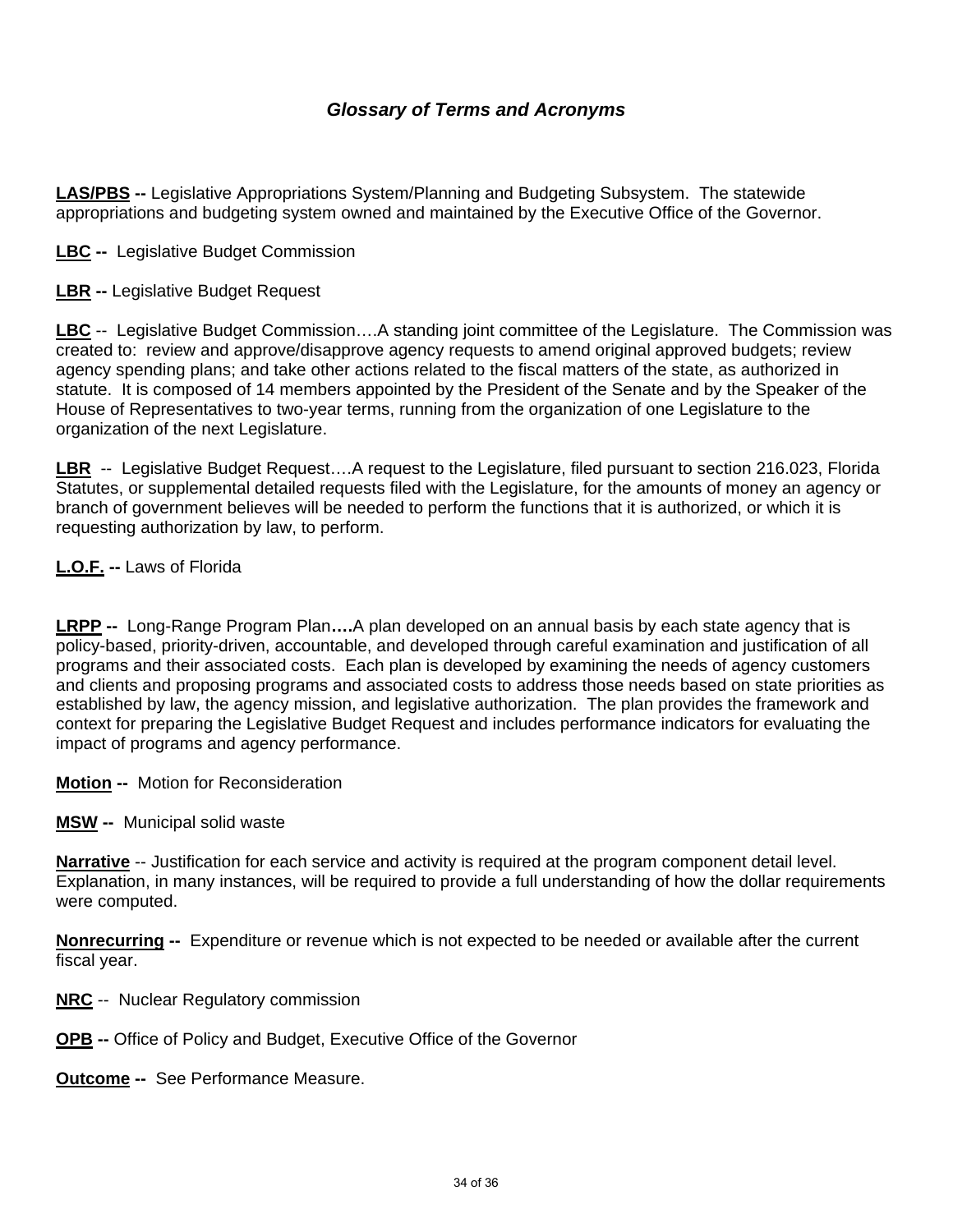### ***Glossary of Terms and Acronyms***

**<u>LAS/PBS</u> --** Legislative Appropriations System/Planning and Budgeting Subsystem. The statewide appropriations and budgeting system owned and maintained by the Executive Office of the Governor.

**<u>LBC</u> --** Legislative Budget Commission

**<u>LBR</u> --** Legislative Budget Request

**<u>LBC</u>** -- Legislative Budget Commission….A standing joint committee of the Legislature. The Commission was created to: review and approve/disapprove agency requests to amend original approved budgets; review agency spending plans; and take other actions related to the fiscal matters of the state, as authorized in statute. It is composed of 14 members appointed by the President of the Senate and by the Speaker of the House of Representatives to two-year terms, running from the organization of one Legislature to the organization of the next Legislature.

**<u>LBR</u>** -- Legislative Budget Request….A request to the Legislature, filed pursuant to section 216.023, Florida Statutes, or supplemental detailed requests filed with the Legislature, for the amounts of money an agency or branch of government believes will be needed to perform the functions that it is authorized, or which it is requesting authorization by law, to perform.

**<u>L.O.F.</u> --** Laws of Florida

**<u>LRPP</u> --** Long-Range Program Plan**….**A plan developed on an annual basis by each state agency that is policy-based, priority-driven, accountable, and developed through careful examination and justification of all programs and their associated costs. Each plan is developed by examining the needs of agency customers and clients and proposing programs and associated costs to address those needs based on state priorities as established by law, the agency mission, and legislative authorization. The plan provides the framework and context for preparing the Legislative Budget Request and includes performance indicators for evaluating the impact of programs and agency performance.

**<u>Motion</u> --** Motion for Reconsideration

**<u>MSW</u> --** Municipal solid waste

**<u>Narrative</u>** -- Justification for each service and activity is required at the program component detail level. Explanation, in many instances, will be required to provide a full understanding of how the dollar requirements were computed.

**<u>Nonrecurring</u> --** Expenditure or revenue which is not expected to be needed or available after the current fiscal year.

**<u>NRC</u>** -- Nuclear Regulatory commission

**<u>OPB</u> --** Office of Policy and Budget, Executive Office of the Governor

**<u>Outcome</u> --** See Performance Measure.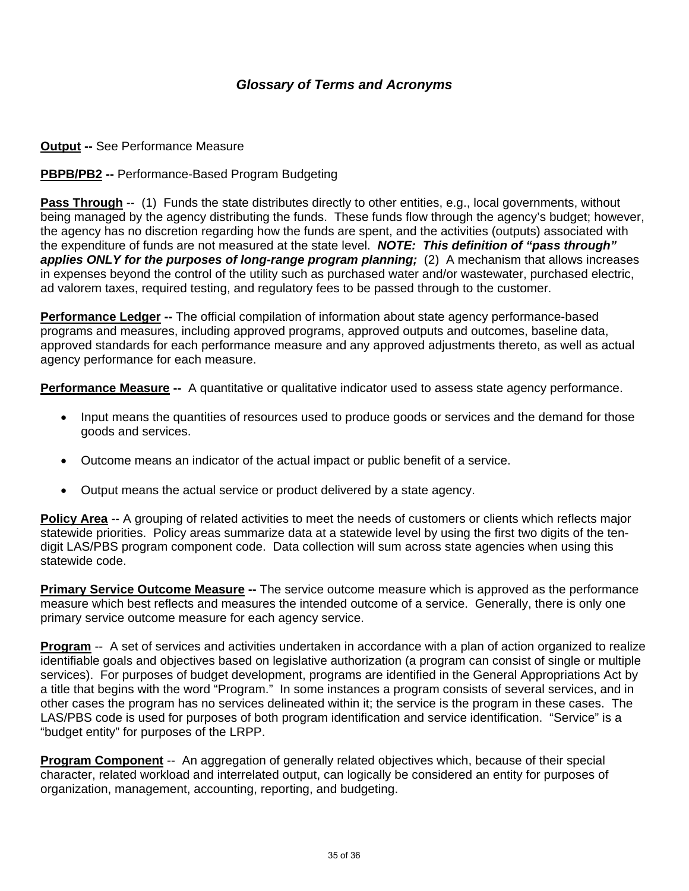## *Glossary of Terms and Acronyms*

**Output --** See Performance Measure

**PBPB/PB2 --** Performance-Based Program Budgeting

**Pass Through** -- (1) Funds the state distributes directly to other entities, e.g., local governments, without being managed by the agency distributing the funds. These funds flow through the agency's budget; however, the agency has no discretion regarding how the funds are spent, and the activities (outputs) associated with the expenditure of funds are not measured at the state level. ***NOTE: This definition of "pass through" applies ONLY for the purposes of long-range program planning;*** (2) A mechanism that allows increases in expenses beyond the control of the utility such as purchased water and/or wastewater, purchased electric, ad valorem taxes, required testing, and regulatory fees to be passed through to the customer.

**Performance Ledger --** The official compilation of information about state agency performance-based programs and measures, including approved programs, approved outputs and outcomes, baseline data, approved standards for each performance measure and any approved adjustments thereto, as well as actual agency performance for each measure.

**Performance Measure --** A quantitative or qualitative indicator used to assess state agency performance.

- Input means the quantities of resources used to produce goods or services and the demand for those goods and services.
- Outcome means an indicator of the actual impact or public benefit of a service.
- Output means the actual service or product delivered by a state agency.

**Policy Area** -- A grouping of related activities to meet the needs of customers or clients which reflects major statewide priorities. Policy areas summarize data at a statewide level by using the first two digits of the ten-digit LAS/PBS program component code. Data collection will sum across state agencies when using this statewide code.

**Primary Service Outcome Measure --** The service outcome measure which is approved as the performance measure which best reflects and measures the intended outcome of a service. Generally, there is only one primary service outcome measure for each agency service.

**Program** -- A set of services and activities undertaken in accordance with a plan of action organized to realize identifiable goals and objectives based on legislative authorization (a program can consist of single or multiple services). For purposes of budget development, programs are identified in the General Appropriations Act by a title that begins with the word "Program." In some instances a program consists of several services, and in other cases the program has no services delineated within it; the service is the program in these cases. The LAS/PBS code is used for purposes of both program identification and service identification. "Service" is a "budget entity" for purposes of the LRPP.

**Program Component** -- An aggregation of generally related objectives which, because of their special character, related workload and interrelated output, can logically be considered an entity for purposes of organization, management, accounting, reporting, and budgeting.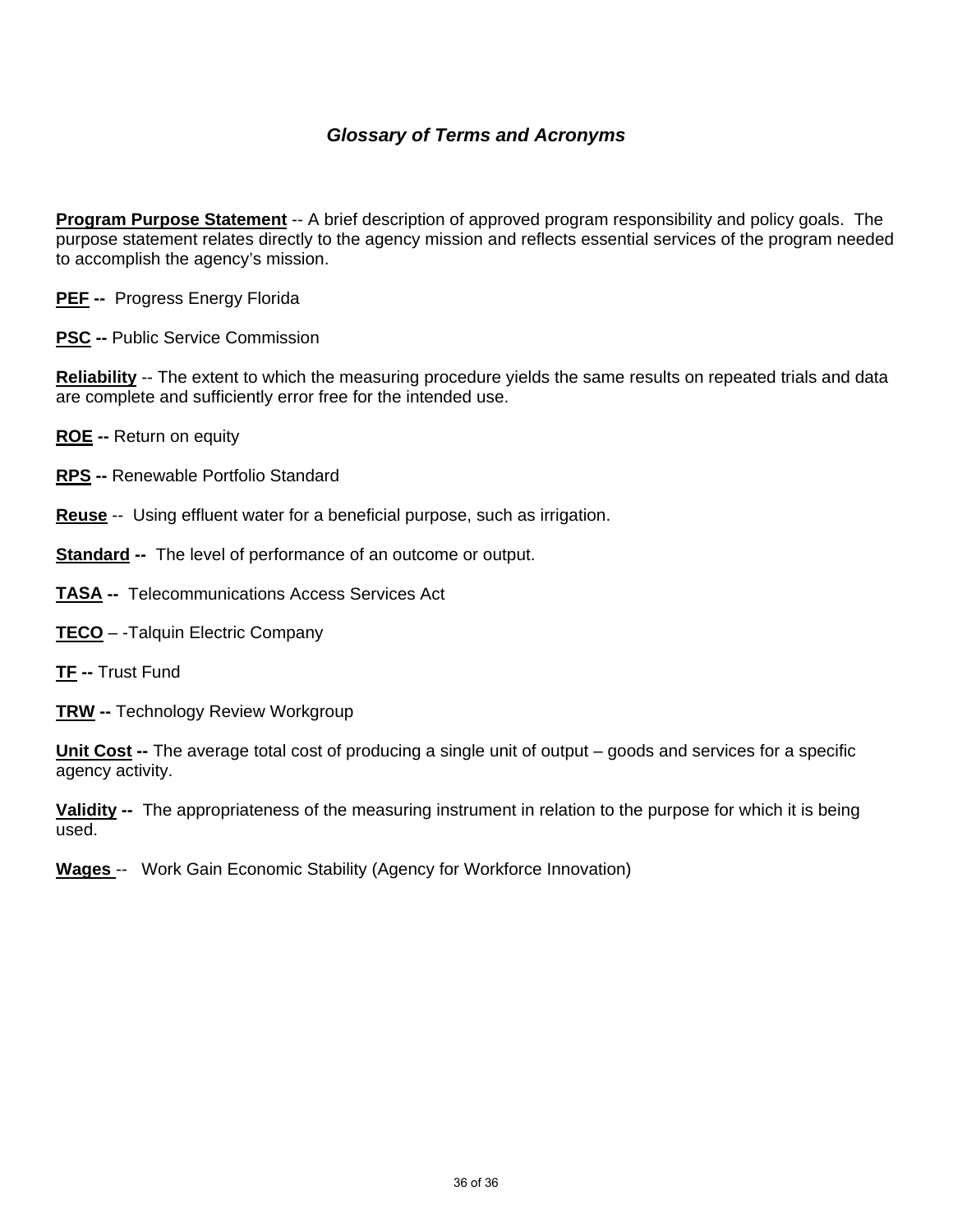### *Glossary of Terms and Acronyms*

**Program Purpose Statement** -- A brief description of approved program responsibility and policy goals. The purpose statement relates directly to the agency mission and reflects essential services of the program needed to accomplish the agency's mission.

**PEF --** Progress Energy Florida

**PSC --** Public Service Commission

**Reliability** -- The extent to which the measuring procedure yields the same results on repeated trials and data are complete and sufficiently error free for the intended use.

**ROE --** Return on equity

**RPS --** Renewable Portfolio Standard

**Reuse** -- Using effluent water for a beneficial purpose, such as irrigation.

**Standard --** The level of performance of an outcome or output.

**TASA --** Telecommunications Access Services Act

**TECO** – -Talquin Electric Company

**TF --** Trust Fund

**TRW --** Technology Review Workgroup

**Unit Cost --** The average total cost of producing a single unit of output – goods and services for a specific agency activity.

**Validity --** The appropriateness of the measuring instrument in relation to the purpose for which it is being used.

**Wages** -- Work Gain Economic Stability (Agency for Workforce Innovation)